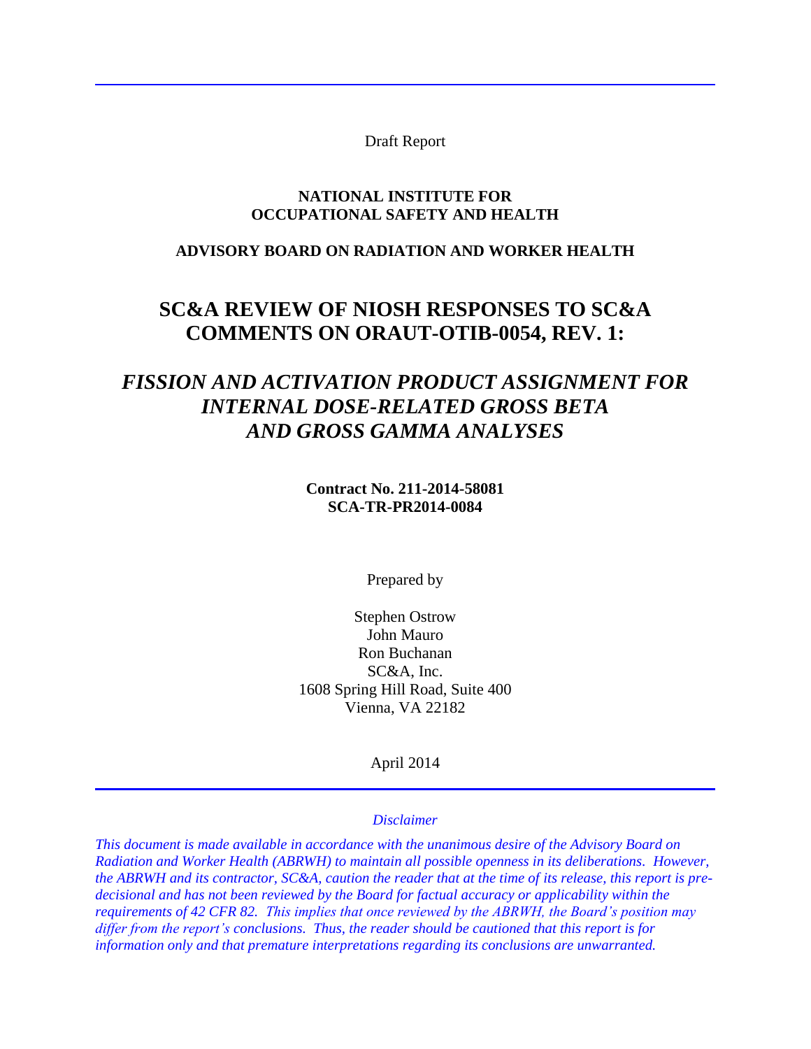Draft Report

**NATIONAL INSTITUTE FOR OCCUPATIONAL SAFETY AND HEALTH**

**ADVISORY BOARD ON RADIATION AND WORKER HEALTH**

# SC&A REVIEW OF NIOSH RESPONSES TO SC&A COMMENTS ON ORAUT-OTIB-0054, REV. 1:

## *FISSION AND ACTIVATION PRODUCT ASSIGNMENT FOR INTERNAL DOSE-RELATED GROSS BETA AND GROSS GAMMA ANALYSES*

**Contract No. 211-2014-58081**
**SCA-TR-PR2014-0084**

Prepared by

Stephen Ostrow
John Mauro
Ron Buchanan
SC&A, Inc.
1608 Spring Hill Road, Suite 400
Vienna, VA 22182

April 2014

*Disclaimer*

*This document is made available in accordance with the unanimous desire of the Advisory Board on Radiation and Worker Health (ABRWH) to maintain all possible openness in its deliberations. However, the ABRWH and its contractor, SC&A, caution the reader that at the time of its release, this report is pre-decisional and has not been reviewed by the Board for factual accuracy or applicability within the requirements of 42 CFR 82. This implies that once reviewed by the ABRWH, the Board's position may differ from the report's conclusions. Thus, the reader should be cautioned that this report is for information only and that premature interpretations regarding its conclusions are unwarranted.*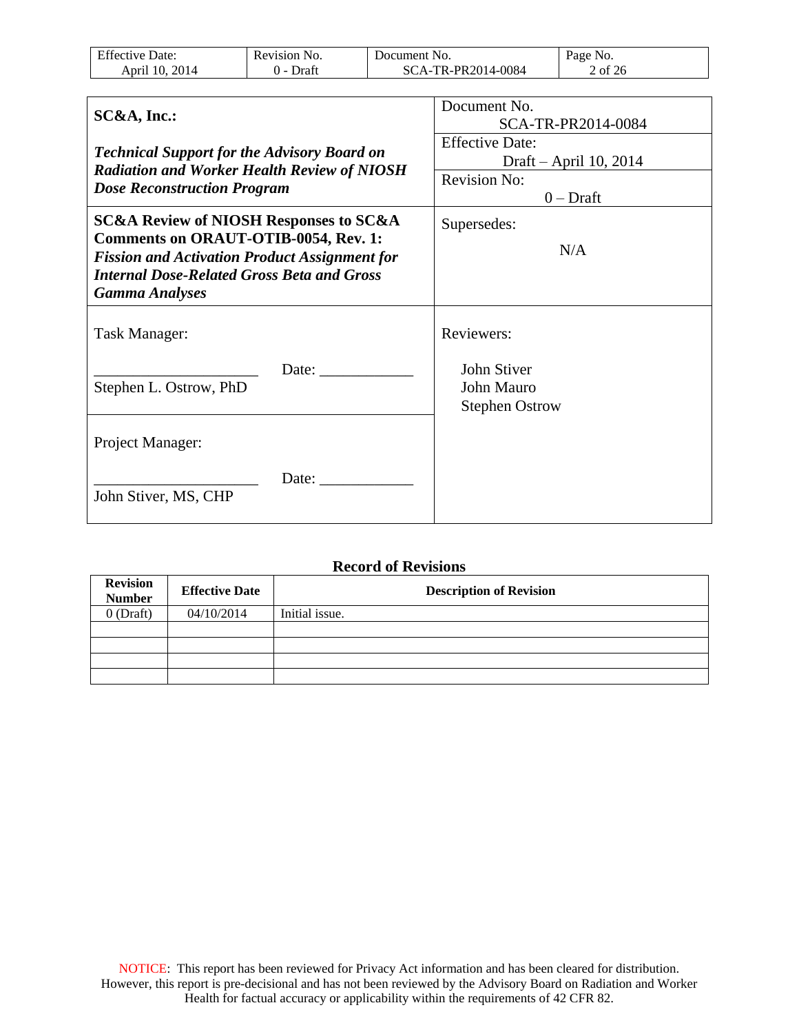| **SC&A, Inc.:** *Technical Support for the Advisory Board on Radiation and Worker Health Review of NIOSH Dose Reconstruction Program* | Document No. SCA-TR-PR2014-0084 |
|---|---|
| | Effective Date: Draft – April 10, 2014 |
| | Revision No: 0 – Draft |
| **SC&A Review of NIOSH Responses to SC&A Comments on ORAUT-OTIB-0054, Rev. 1:** ***Fission and Activation Product Assignment for Internal Dose-Related Gross Beta and Gross Gamma Analyses*** | Supersedes: N/A |
| Task Manager: ____________________ Date: ____________ Stephen L. Ostrow, PhD | Reviewers: John Stiver, John Mauro, Stephen Ostrow |
| Project Manager: ____________________ Date: ____________ John Stiver, MS, CHP | |

## Record of Revisions

| Revision Number | Effective Date | Description of Revision |
|---|---|---|
| 0 (Draft) | 04/10/2014 | Initial issue. |
| | | |
| | | |
| | | |
| | | |

NOTICE: This report has been reviewed for Privacy Act information and has been cleared for distribution. However, this report is pre-decisional and has not been reviewed by the Advisory Board on Radiation and Worker Health for factual accuracy or applicability within the requirements of 42 CFR 82.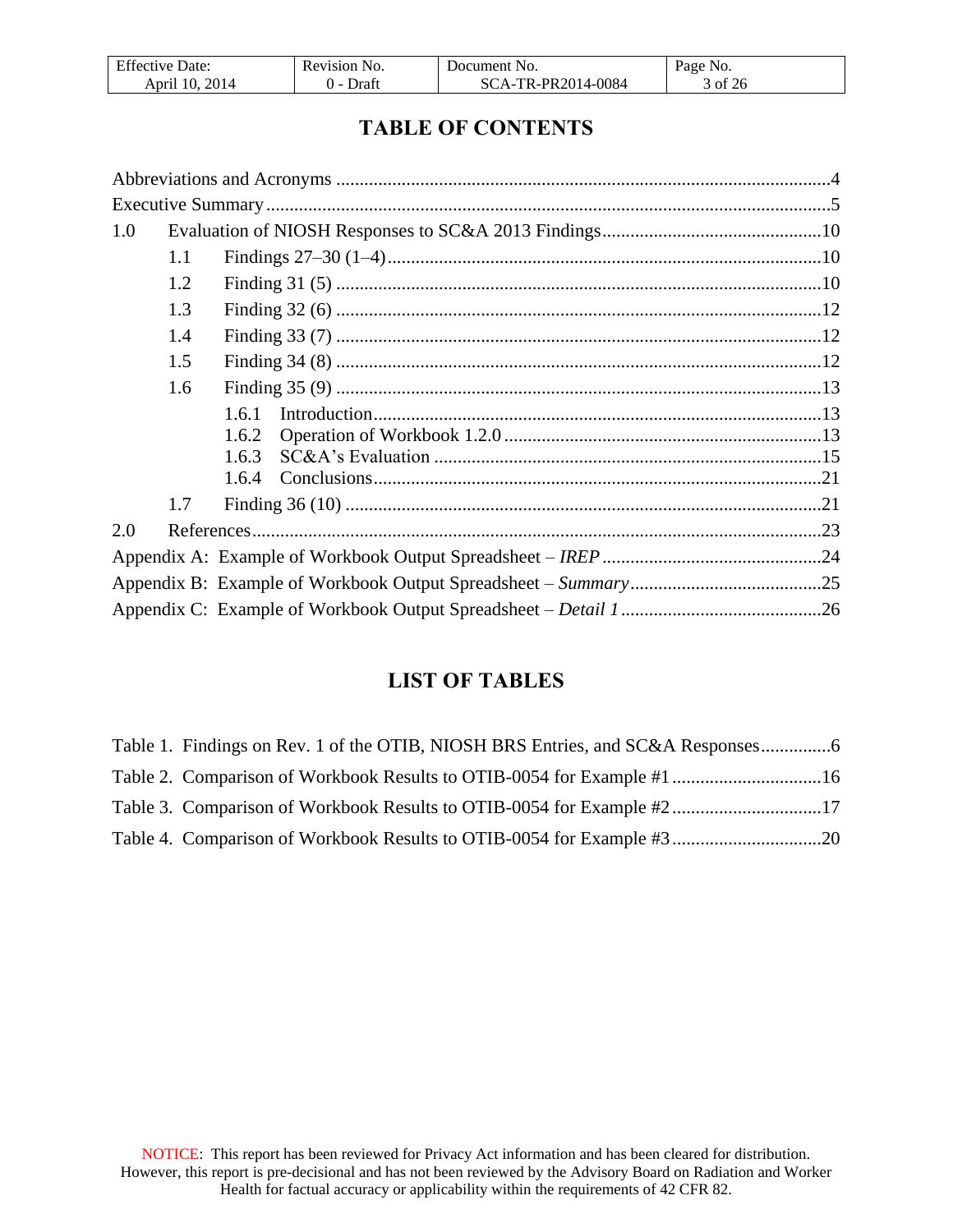# TABLE OF CONTENTS

Abbreviations and Acronyms ..........................................................................................................4

Executive Summary ........................................................................................................................5

1.0 Evaluation of NIOSH Responses to SC&A 2013 Findings ...............................................10

- 1.1 Findings 27–30 (1–4) ............................................................................................10
- 1.2 Finding 31 (5) .......................................................................................................10
- 1.3 Finding 32 (6) .......................................................................................................12
- 1.4 Finding 33 (7) .......................................................................................................12
- 1.5 Finding 34 (8) .......................................................................................................12
- 1.6 Finding 35 (9) .......................................................................................................13
  - 1.6.1 Introduction ...............................................................................................13
  - 1.6.2 Operation of Workbook 1.2.0 ....................................................................13
  - 1.6.3 SC&A's Evaluation ...................................................................................15
  - 1.6.4 Conclusions ...............................................................................................21
- 1.7 Finding 36 (10) .....................................................................................................21

2.0 References .........................................................................................................................23

Appendix A: Example of Workbook Output Spreadsheet – *IREP* ...............................................24

Appendix B: Example of Workbook Output Spreadsheet – *Summary* .........................................25

Appendix C: Example of Workbook Output Spreadsheet – *Detail 1* ...........................................26

# LIST OF TABLES

Table 1. Findings on Rev. 1 of the OTIB, NIOSH BRS Entries, and SC&A Responses ...............6

Table 2. Comparison of Workbook Results to OTIB-0054 for Example #1 ................................16

Table 3. Comparison of Workbook Results to OTIB-0054 for Example #2 ................................17

Table 4. Comparison of Workbook Results to OTIB-0054 for Example #3 ................................20

NOTICE: This report has been reviewed for Privacy Act information and has been cleared for distribution. However, this report is pre-decisional and has not been reviewed by the Advisory Board on Radiation and Worker Health for factual accuracy or applicability within the requirements of 42 CFR 82.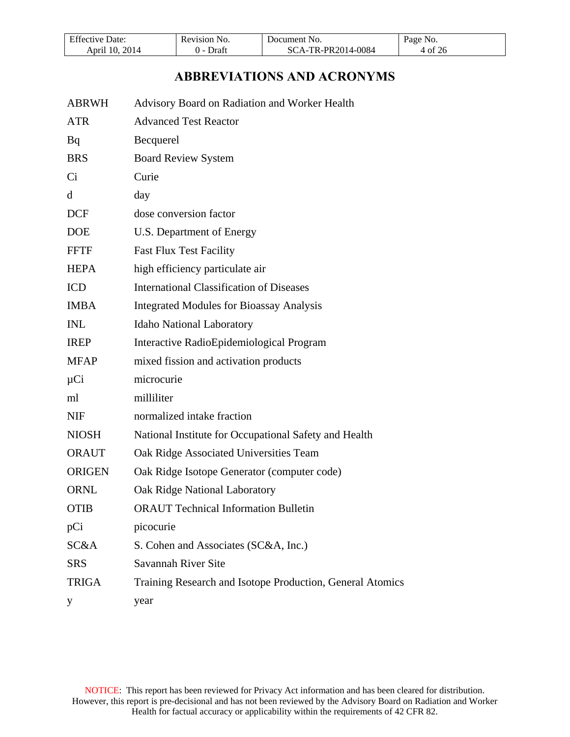# ABBREVIATIONS AND ACRONYMS

| | |
|---|---|
| ABRWH | Advisory Board on Radiation and Worker Health |
| ATR | Advanced Test Reactor |
| Bq | Becquerel |
| BRS | Board Review System |
| Ci | Curie |
| d | day |
| DCF | dose conversion factor |
| DOE | U.S. Department of Energy |
| FFTF | Fast Flux Test Facility |
| HEPA | high efficiency particulate air |
| ICD | International Classification of Diseases |
| IMBA | Integrated Modules for Bioassay Analysis |
| INL | Idaho National Laboratory |
| IREP | Interactive RadioEpidemiological Program |
| MFAP | mixed fission and activation products |
| μCi | microcurie |
| ml | milliliter |
| NIF | normalized intake fraction |
| NIOSH | National Institute for Occupational Safety and Health |
| ORAUT | Oak Ridge Associated Universities Team |
| ORIGEN | Oak Ridge Isotope Generator (computer code) |
| ORNL | Oak Ridge National Laboratory |
| OTIB | ORAUT Technical Information Bulletin |
| pCi | picocurie |
| SC&A | S. Cohen and Associates (SC&A, Inc.) |
| SRS | Savannah River Site |
| TRIGA | Training Research and Isotope Production, General Atomics |
| y | year |

NOTICE: This report has been reviewed for Privacy Act information and has been cleared for distribution. However, this report is pre-decisional and has not been reviewed by the Advisory Board on Radiation and Worker Health for factual accuracy or applicability within the requirements of 42 CFR 82.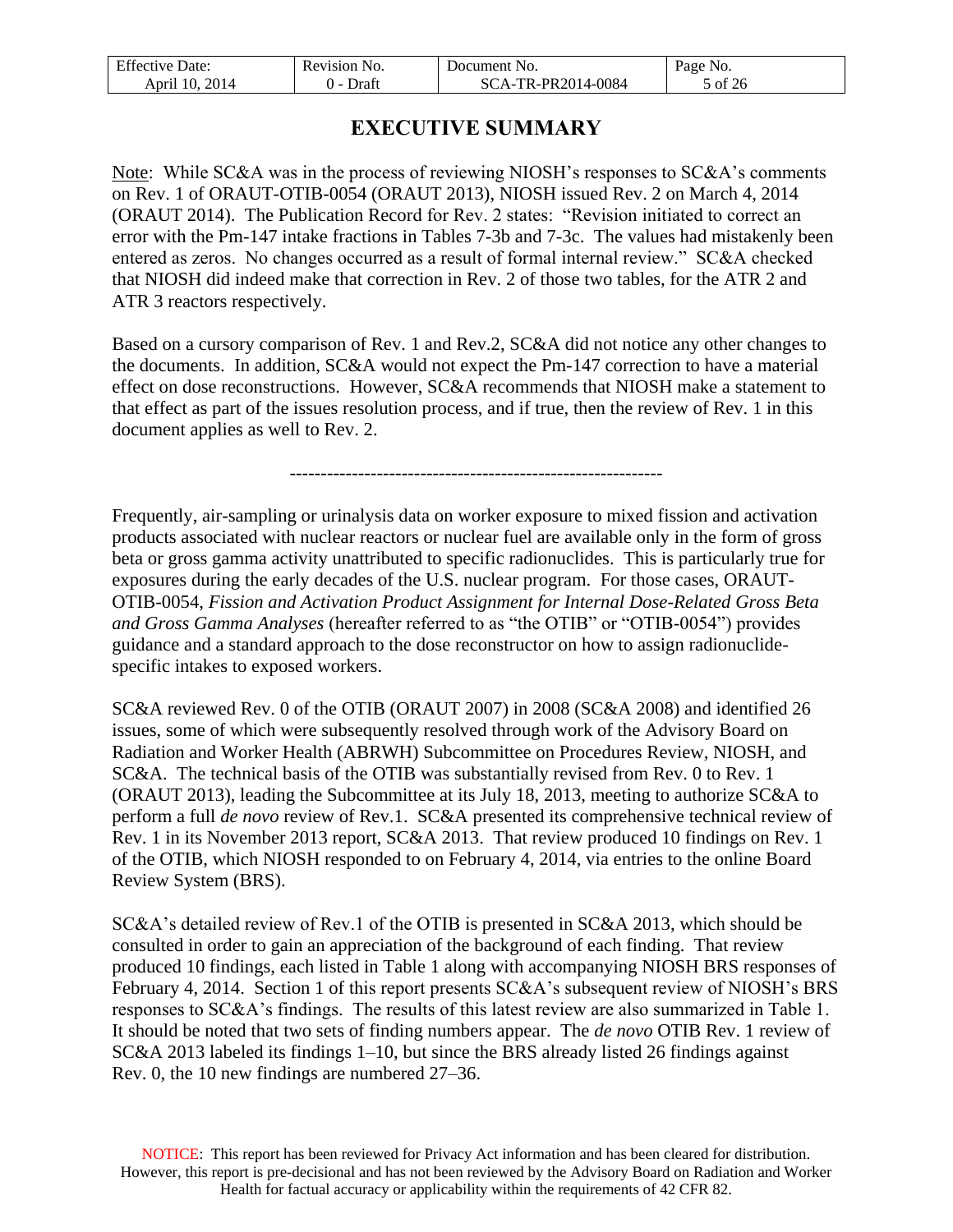# EXECUTIVE SUMMARY

Note: While SC&A was in the process of reviewing NIOSH's responses to SC&A's comments on Rev. 1 of ORAUT-OTIB-0054 (ORAUT 2013), NIOSH issued Rev. 2 on March 4, 2014 (ORAUT 2014). The Publication Record for Rev. 2 states: "Revision initiated to correct an error with the Pm-147 intake fractions in Tables 7-3b and 7-3c. The values had mistakenly been entered as zeros. No changes occurred as a result of formal internal review." SC&A checked that NIOSH did indeed make that correction in Rev. 2 of those two tables, for the ATR 2 and ATR 3 reactors respectively.

Based on a cursory comparison of Rev. 1 and Rev.2, SC&A did not notice any other changes to the documents. In addition, SC&A would not expect the Pm-147 correction to have a material effect on dose reconstructions. However, SC&A recommends that NIOSH make a statement to that effect as part of the issues resolution process, and if true, then the review of Rev. 1 in this document applies as well to Rev. 2.

------------------------------------------------------------

Frequently, air-sampling or urinalysis data on worker exposure to mixed fission and activation products associated with nuclear reactors or nuclear fuel are available only in the form of gross beta or gross gamma activity unattributed to specific radionuclides. This is particularly true for exposures during the early decades of the U.S. nuclear program. For those cases, ORAUT-OTIB-0054, *Fission and Activation Product Assignment for Internal Dose-Related Gross Beta and Gross Gamma Analyses* (hereafter referred to as "the OTIB" or "OTIB-0054") provides guidance and a standard approach to the dose reconstructor on how to assign radionuclide-specific intakes to exposed workers.

SC&A reviewed Rev. 0 of the OTIB (ORAUT 2007) in 2008 (SC&A 2008) and identified 26 issues, some of which were subsequently resolved through work of the Advisory Board on Radiation and Worker Health (ABRWH) Subcommittee on Procedures Review, NIOSH, and SC&A. The technical basis of the OTIB was substantially revised from Rev. 0 to Rev. 1 (ORAUT 2013), leading the Subcommittee at its July 18, 2013, meeting to authorize SC&A to perform a full *de novo* review of Rev.1. SC&A presented its comprehensive technical review of Rev. 1 in its November 2013 report, SC&A 2013. That review produced 10 findings on Rev. 1 of the OTIB, which NIOSH responded to on February 4, 2014, via entries to the online Board Review System (BRS).

SC&A's detailed review of Rev.1 of the OTIB is presented in SC&A 2013, which should be consulted in order to gain an appreciation of the background of each finding. That review produced 10 findings, each listed in Table 1 along with accompanying NIOSH BRS responses of February 4, 2014. Section 1 of this report presents SC&A's subsequent review of NIOSH's BRS responses to SC&A's findings. The results of this latest review are also summarized in Table 1. It should be noted that two sets of finding numbers appear. The *de novo* OTIB Rev. 1 review of SC&A 2013 labeled its findings 1–10, but since the BRS already listed 26 findings against Rev. 0, the 10 new findings are numbered 27–36.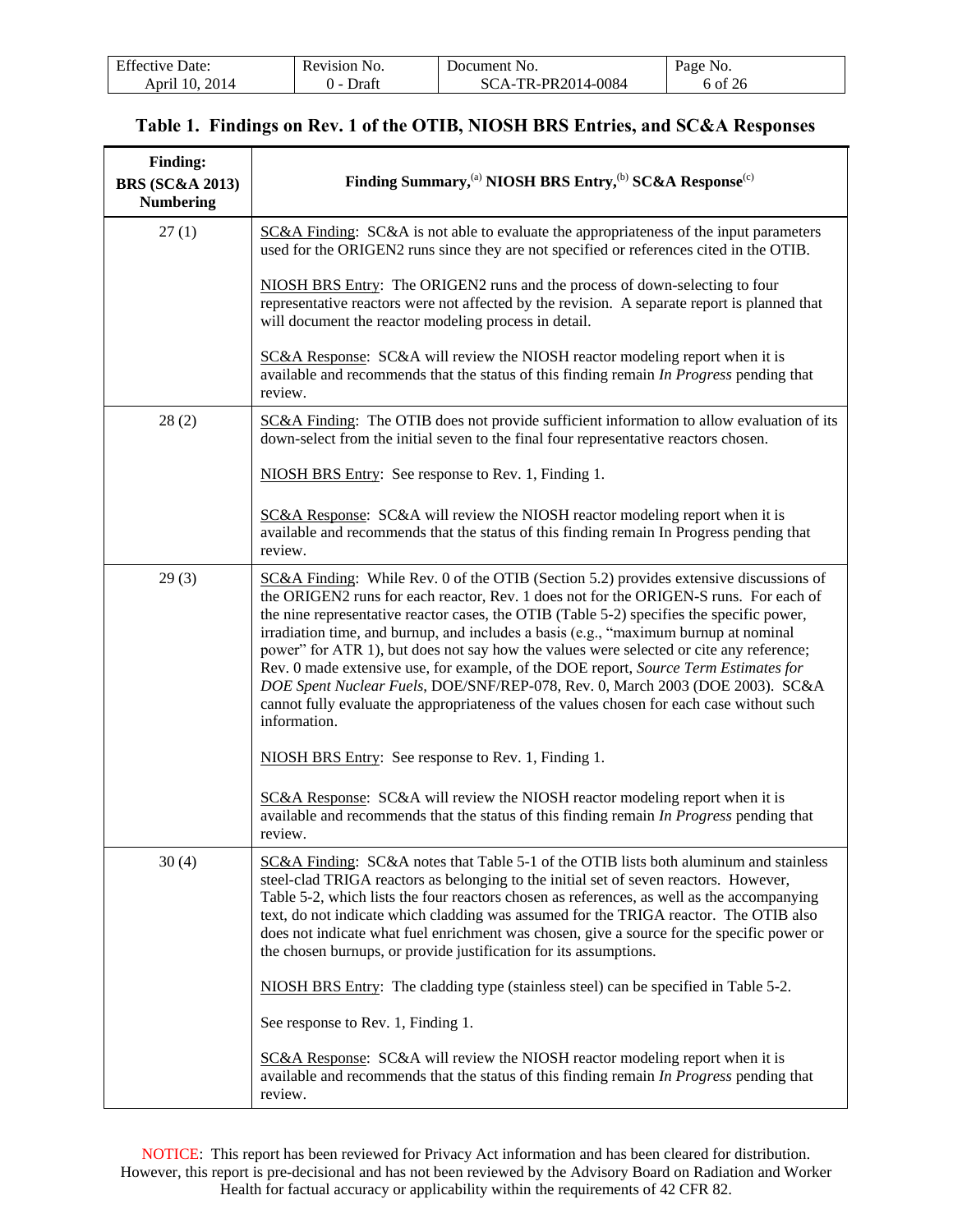## Table 1. Findings on Rev. 1 of the OTIB, NIOSH BRS Entries, and SC&A Responses

| Finding: BRS (SC&A 2013) Numbering | Finding Summary,[(a)] NIOSH BRS Entry,[(b)] SC&A Response[(c)] |
|---|---|
| 27 (1) | SC&A Finding: SC&A is not able to evaluate the appropriateness of the input parameters used for the ORIGEN2 runs since they are not specified or references cited in the OTIB.<br><br>NIOSH BRS Entry: The ORIGEN2 runs and the process of down-selecting to four representative reactors were not affected by the revision. A separate report is planned that will document the reactor modeling process in detail.<br><br>SC&A Response: SC&A will review the NIOSH reactor modeling report when it is available and recommends that the status of this finding remain *In Progress* pending that review. |
| 28 (2) | SC&A Finding: The OTIB does not provide sufficient information to allow evaluation of its down-select from the initial seven to the final four representative reactors chosen.<br><br>NIOSH BRS Entry: See response to Rev. 1, Finding 1.<br><br>SC&A Response: SC&A will review the NIOSH reactor modeling report when it is available and recommends that the status of this finding remain In Progress pending that review. |
| 29 (3) | SC&A Finding: While Rev. 0 of the OTIB (Section 5.2) provides extensive discussions of the ORIGEN2 runs for each reactor, Rev. 1 does not for the ORIGEN-S runs. For each of the nine representative reactor cases, the OTIB (Table 5-2) specifies the specific power, irradiation time, and burnup, and includes a basis (e.g., "maximum burnup at nominal power" for ATR 1), but does not say how the values were selected or cite any reference; Rev. 0 made extensive use, for example, of the DOE report, *Source Term Estimates for DOE Spent Nuclear Fuels*, DOE/SNF/REP-078, Rev. 0, March 2003 (DOE 2003). SC&A cannot fully evaluate the appropriateness of the values chosen for each case without such information.<br><br>NIOSH BRS Entry: See response to Rev. 1, Finding 1.<br><br>SC&A Response: SC&A will review the NIOSH reactor modeling report when it is available and recommends that the status of this finding remain *In Progress* pending that review. |
| 30 (4) | SC&A Finding: SC&A notes that Table 5-1 of the OTIB lists both aluminum and stainless steel-clad TRIGA reactors as belonging to the initial set of seven reactors. However, Table 5-2, which lists the four reactors chosen as references, as well as the accompanying text, do not indicate which cladding was assumed for the TRIGA reactor. The OTIB also does not indicate what fuel enrichment was chosen, give a source for the specific power or the chosen burnups, or provide justification for its assumptions.<br><br>NIOSH BRS Entry: The cladding type (stainless steel) can be specified in Table 5-2.<br><br>See response to Rev. 1, Finding 1.<br><br>SC&A Response: SC&A will review the NIOSH reactor modeling report when it is available and recommends that the status of this finding remain *In Progress* pending that review. |

NOTICE: This report has been reviewed for Privacy Act information and has been cleared for distribution. However, this report is pre-decisional and has not been reviewed by the Advisory Board on Radiation and Worker Health for factual accuracy or applicability within the requirements of 42 CFR 82.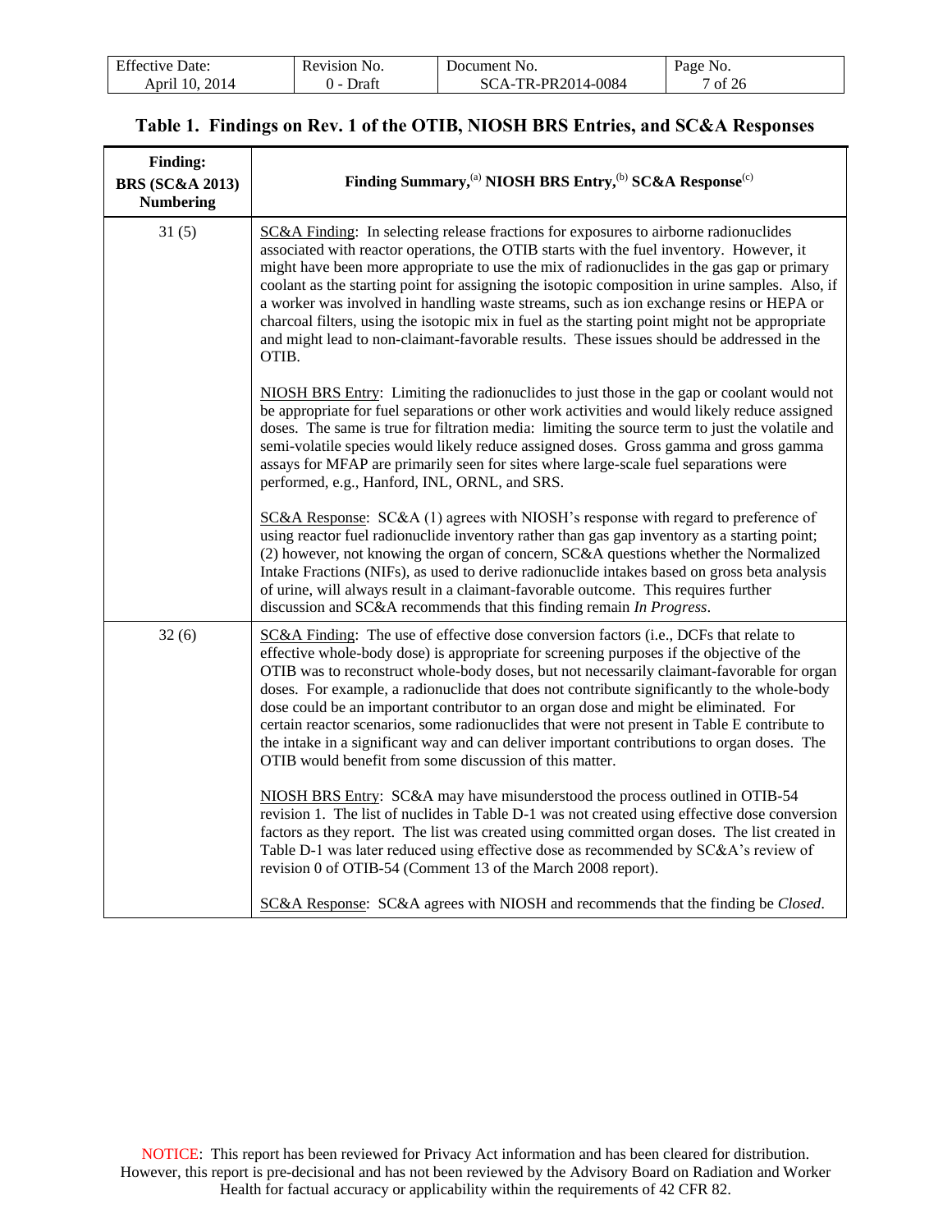## Table 1. Findings on Rev. 1 of the OTIB, NIOSH BRS Entries, and SC&A Responses

| Finding: BRS (SC&A 2013) Numbering | Finding Summary,[(a)] NIOSH BRS Entry,[(b)] SC&A Response[(c)] |
|---|---|
| 31 (5) | SC&A Finding: In selecting release fractions for exposures to airborne radionuclides associated with reactor operations, the OTIB starts with the fuel inventory. However, it might have been more appropriate to use the mix of radionuclides in the gas gap or primary coolant as the starting point for assigning the isotopic composition in urine samples. Also, if a worker was involved in handling waste streams, such as ion exchange resins or HEPA or charcoal filters, using the isotopic mix in fuel as the starting point might not be appropriate and might lead to non-claimant-favorable results. These issues should be addressed in the OTIB.<br><br>NIOSH BRS Entry: Limiting the radionuclides to just those in the gap or coolant would not be appropriate for fuel separations or other work activities and would likely reduce assigned doses. The same is true for filtration media: limiting the source term to just the volatile and semi-volatile species would likely reduce assigned doses. Gross gamma and gross gamma assays for MFAP are primarily seen for sites where large-scale fuel separations were performed, e.g., Hanford, INL, ORNL, and SRS.<br><br>SC&A Response: SC&A (1) agrees with NIOSH's response with regard to preference of using reactor fuel radionuclide inventory rather than gas gap inventory as a starting point; (2) however, not knowing the organ of concern, SC&A questions whether the Normalized Intake Fractions (NIFs), as used to derive radionuclide intakes based on gross beta analysis of urine, will always result in a claimant-favorable outcome. This requires further discussion and SC&A recommends that this finding remain *In Progress*. |
| 32 (6) | SC&A Finding: The use of effective dose conversion factors (i.e., DCFs that relate to effective whole-body dose) is appropriate for screening purposes if the objective of the OTIB was to reconstruct whole-body doses, but not necessarily claimant-favorable for organ doses. For example, a radionuclide that does not contribute significantly to the whole-body dose could be an important contributor to an organ dose and might be eliminated. For certain reactor scenarios, some radionuclides that were not present in Table E contribute to the intake in a significant way and can deliver important contributions to organ doses. The OTIB would benefit from some discussion of this matter.<br><br>NIOSH BRS Entry: SC&A may have misunderstood the process outlined in OTIB-54 revision 1. The list of nuclides in Table D-1 was not created using effective dose conversion factors as they report. The list was created using committed organ doses. The list created in Table D-1 was later reduced using effective dose as recommended by SC&A's review of revision 0 of OTIB-54 (Comment 13 of the March 2008 report).<br><br>SC&A Response: SC&A agrees with NIOSH and recommends that the finding be *Closed*. |

NOTICE: This report has been reviewed for Privacy Act information and has been cleared for distribution. However, this report is pre-decisional and has not been reviewed by the Advisory Board on Radiation and Worker Health for factual accuracy or applicability within the requirements of 42 CFR 82.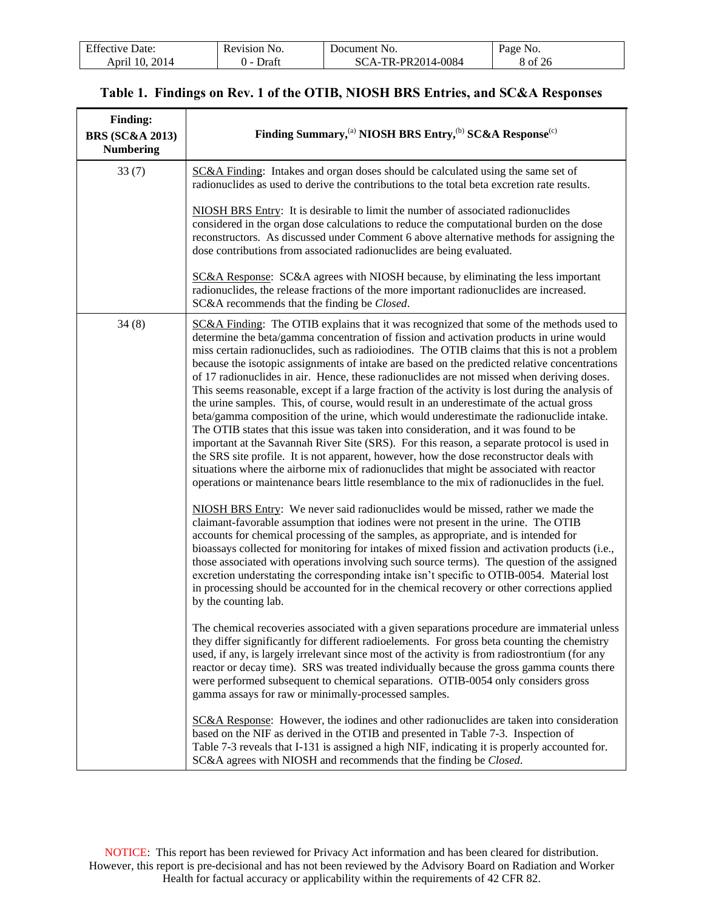## Table 1. Findings on Rev. 1 of the OTIB, NIOSH BRS Entries, and SC&A Responses

| Finding: BRS (SC&A 2013) Numbering | Finding Summary,[(a)] NIOSH BRS Entry,[(b)] SC&A Response[(c)] |
|---|---|
| 33 (7) | SC&A Finding: Intakes and organ doses should be calculated using the same set of radionuclides as used to derive the contributions to the total beta excretion rate results.<br><br>NIOSH BRS Entry: It is desirable to limit the number of associated radionuclides considered in the organ dose calculations to reduce the computational burden on the dose reconstructors. As discussed under Comment 6 above alternative methods for assigning the dose contributions from associated radionuclides are being evaluated.<br><br>SC&A Response: SC&A agrees with NIOSH because, by eliminating the less important radionuclides, the release fractions of the more important radionuclides are increased. SC&A recommends that the finding be *Closed*. |
| 34 (8) | SC&A Finding: The OTIB explains that it was recognized that some of the methods used to determine the beta/gamma concentration of fission and activation products in urine would miss certain radionuclides, such as radioiodines. The OTIB claims that this is not a problem because the isotopic assignments of intake are based on the predicted relative concentrations of 17 radionuclides in air. Hence, these radionuclides are not missed when deriving doses. This seems reasonable, except if a large fraction of the activity is lost during the analysis of the urine samples. This, of course, would result in an underestimate of the actual gross beta/gamma composition of the urine, which would underestimate the radionuclide intake. The OTIB states that this issue was taken into consideration, and it was found to be important at the Savannah River Site (SRS). For this reason, a separate protocol is used in the SRS site profile. It is not apparent, however, how the dose reconstructor deals with situations where the airborne mix of radionuclides that might be associated with reactor operations or maintenance bears little resemblance to the mix of radionuclides in the fuel.<br><br>NIOSH BRS Entry: We never said radionuclides would be missed, rather we made the claimant-favorable assumption that iodines were not present in the urine. The OTIB accounts for chemical processing of the samples, as appropriate, and is intended for bioassays collected for monitoring for intakes of mixed fission and activation products (i.e., those associated with operations involving such source terms). The question of the assigned excretion understating the corresponding intake isn't specific to OTIB-0054. Material lost in processing should be accounted for in the chemical recovery or other corrections applied by the counting lab.<br><br>The chemical recoveries associated with a given separations procedure are immaterial unless they differ significantly for different radioelements. For gross beta counting the chemistry used, if any, is largely irrelevant since most of the activity is from radiostrontium (for any reactor or decay time). SRS was treated individually because the gross gamma counts there were performed subsequent to chemical separations. OTIB-0054 only considers gross gamma assays for raw or minimally-processed samples.<br><br>SC&A Response: However, the iodines and other radionuclides are taken into consideration based on the NIF as derived in the OTIB and presented in Table 7-3. Inspection of Table 7-3 reveals that I-131 is assigned a high NIF, indicating it is properly accounted for. SC&A agrees with NIOSH and recommends that the finding be *Closed*. |

NOTICE: This report has been reviewed for Privacy Act information and has been cleared for distribution. However, this report is pre-decisional and has not been reviewed by the Advisory Board on Radiation and Worker Health for factual accuracy or applicability within the requirements of 42 CFR 82.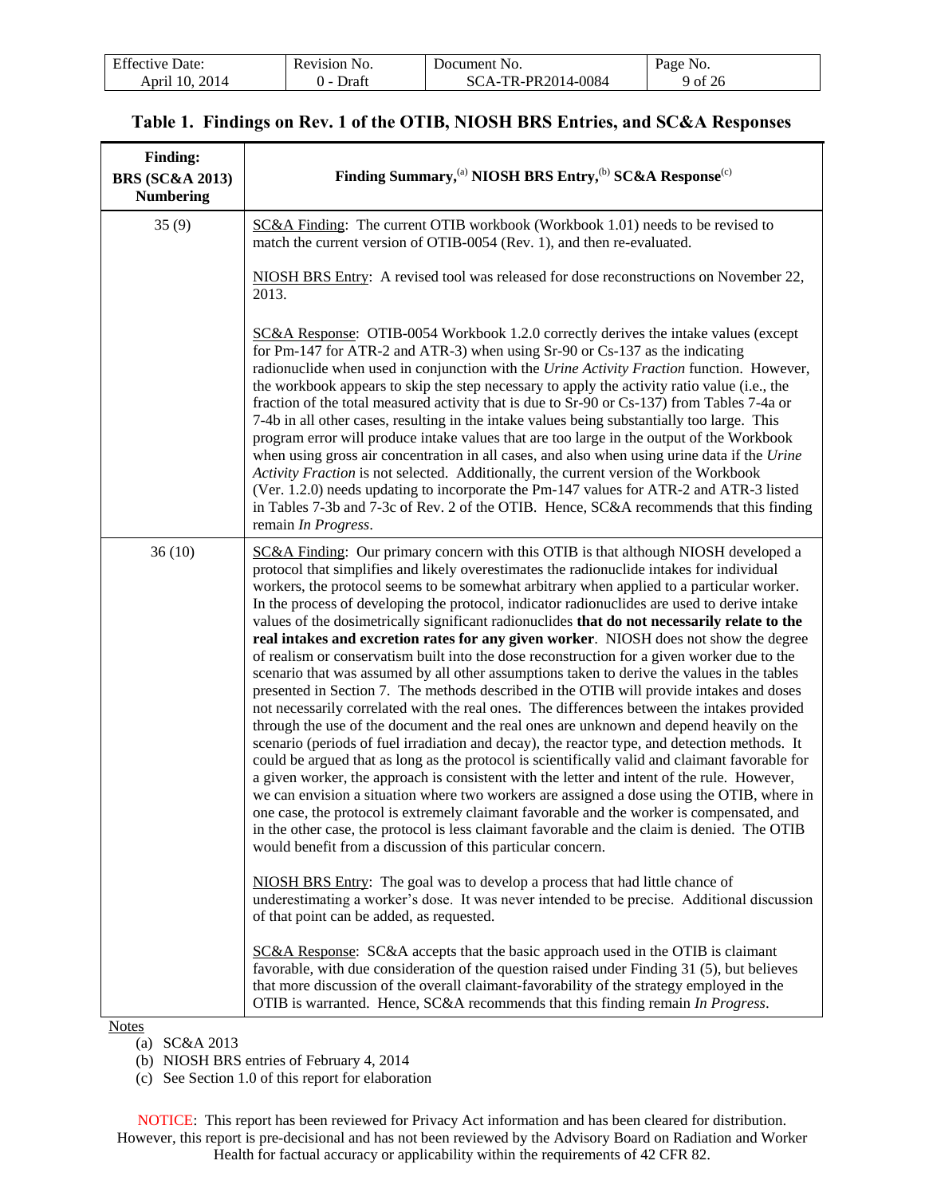## Table 1. Findings on Rev. 1 of the OTIB, NIOSH BRS Entries, and SC&A Responses

| Finding: BRS (SC&A 2013) Numbering | Finding Summary,[(a)] NIOSH BRS Entry,[(b)] SC&A Response[(c)] |
|---|---|
| 35 (9) | SC&A Finding: The current OTIB workbook (Workbook 1.01) needs to be revised to match the current version of OTIB-0054 (Rev. 1), and then re-evaluated.<br><br>NIOSH BRS Entry: A revised tool was released for dose reconstructions on November 22, 2013.<br><br>SC&A Response: OTIB-0054 Workbook 1.2.0 correctly derives the intake values (except for Pm-147 for ATR-2 and ATR-3) when using Sr-90 or Cs-137 as the indicating radionuclide when used in conjunction with the *Urine Activity Fraction* function. However, the workbook appears to skip the step necessary to apply the activity ratio value (i.e., the fraction of the total measured activity that is due to Sr-90 or Cs-137) from Tables 7-4a or 7-4b in all other cases, resulting in the intake values being substantially too large. This program error will produce intake values that are too large in the output of the Workbook when using gross air concentration in all cases, and also when using urine data if the *Urine Activity Fraction* is not selected. Additionally, the current version of the Workbook (Ver. 1.2.0) needs updating to incorporate the Pm-147 values for ATR-2 and ATR-3 listed in Tables 7-3b and 7-3c of Rev. 2 of the OTIB. Hence, SC&A recommends that this finding remain *In Progress*. |
| 36 (10) | SC&A Finding: Our primary concern with this OTIB is that although NIOSH developed a protocol that simplifies and likely overestimates the radionuclide intakes for individual workers, the protocol seems to be somewhat arbitrary when applied to a particular worker. In the process of developing the protocol, indicator radionuclides are used to derive intake values of the dosimetrically significant radionuclides **that do not necessarily relate to the real intakes and excretion rates for any given worker**. NIOSH does not show the degree of realism or conservatism built into the dose reconstruction for a given worker due to the scenario that was assumed by all other assumptions taken to derive the values in the tables presented in Section 7. The methods described in the OTIB will provide intakes and doses not necessarily correlated with the real ones. The differences between the intakes provided through the use of the document and the real ones are unknown and depend heavily on the scenario (periods of fuel irradiation and decay), the reactor type, and detection methods. It could be argued that as long as the protocol is scientifically valid and claimant favorable for a given worker, the approach is consistent with the letter and intent of the rule. However, we can envision a situation where two workers are assigned a dose using the OTIB, where in one case, the protocol is extremely claimant favorable and the worker is compensated, and in the other case, the protocol is less claimant favorable and the claim is denied. The OTIB would benefit from a discussion of this particular concern.<br><br>NIOSH BRS Entry: The goal was to develop a process that had little chance of underestimating a worker's dose. It was never intended to be precise. Additional discussion of that point can be added, as requested.<br><br>SC&A Response: SC&A accepts that the basic approach used in the OTIB is claimant favorable, with due consideration of the question raised under Finding 31 (5), but believes that more discussion of the overall claimant-favorability of the strategy employed in the OTIB is warranted. Hence, SC&A recommends that this finding remain *In Progress*. |

Notes

(a) SC&A 2013

(b) NIOSH BRS entries of February 4, 2014

(c) See Section 1.0 of this report for elaboration

NOTICE: This report has been reviewed for Privacy Act information and has been cleared for distribution. However, this report is pre-decisional and has not been reviewed by the Advisory Board on Radiation and Worker Health for factual accuracy or applicability within the requirements of 42 CFR 82.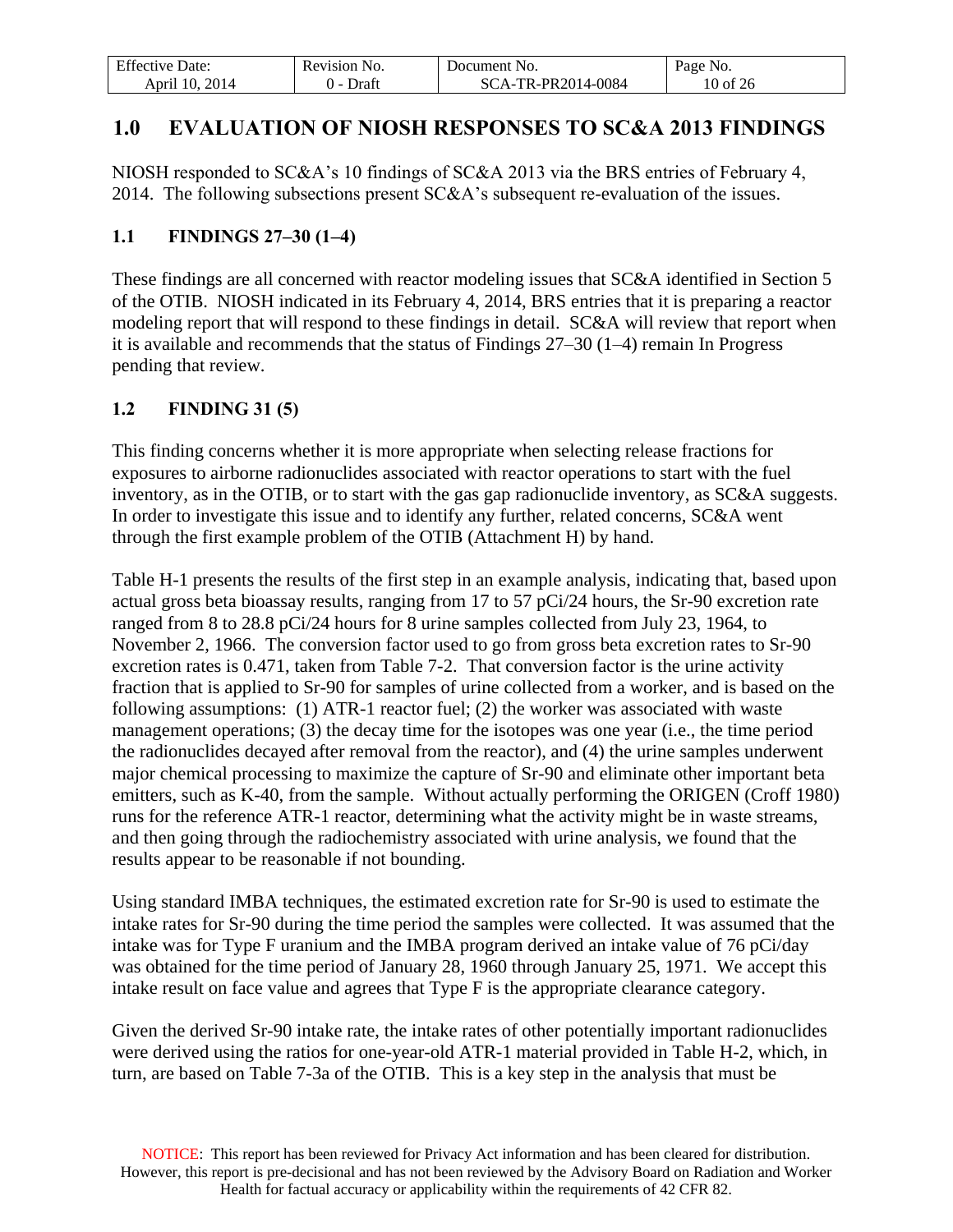# 1.0 EVALUATION OF NIOSH RESPONSES TO SC&A 2013 FINDINGS

NIOSH responded to SC&A's 10 findings of SC&A 2013 via the BRS entries of February 4, 2014. The following subsections present SC&A's subsequent re-evaluation of the issues.

## 1.1 FINDINGS 27–30 (1–4)

These findings are all concerned with reactor modeling issues that SC&A identified in Section 5 of the OTIB. NIOSH indicated in its February 4, 2014, BRS entries that it is preparing a reactor modeling report that will respond to these findings in detail. SC&A will review that report when it is available and recommends that the status of Findings 27–30 (1–4) remain In Progress pending that review.

## 1.2 FINDING 31 (5)

This finding concerns whether it is more appropriate when selecting release fractions for exposures to airborne radionuclides associated with reactor operations to start with the fuel inventory, as in the OTIB, or to start with the gas gap radionuclide inventory, as SC&A suggests. In order to investigate this issue and to identify any further, related concerns, SC&A went through the first example problem of the OTIB (Attachment H) by hand.

Table H-1 presents the results of the first step in an example analysis, indicating that, based upon actual gross beta bioassay results, ranging from 17 to 57 pCi/24 hours, the Sr-90 excretion rate ranged from 8 to 28.8 pCi/24 hours for 8 urine samples collected from July 23, 1964, to November 2, 1966. The conversion factor used to go from gross beta excretion rates to Sr-90 excretion rates is 0.471, taken from Table 7-2. That conversion factor is the urine activity fraction that is applied to Sr-90 for samples of urine collected from a worker, and is based on the following assumptions: (1) ATR-1 reactor fuel; (2) the worker was associated with waste management operations; (3) the decay time for the isotopes was one year (i.e., the time period the radionuclides decayed after removal from the reactor), and (4) the urine samples underwent major chemical processing to maximize the capture of Sr-90 and eliminate other important beta emitters, such as K-40, from the sample. Without actually performing the ORIGEN (Croff 1980) runs for the reference ATR-1 reactor, determining what the activity might be in waste streams, and then going through the radiochemistry associated with urine analysis, we found that the results appear to be reasonable if not bounding.

Using standard IMBA techniques, the estimated excretion rate for Sr-90 is used to estimate the intake rates for Sr-90 during the time period the samples were collected. It was assumed that the intake was for Type F uranium and the IMBA program derived an intake value of 76 pCi/day was obtained for the time period of January 28, 1960 through January 25, 1971. We accept this intake result on face value and agrees that Type F is the appropriate clearance category.

Given the derived Sr-90 intake rate, the intake rates of other potentially important radionuclides were derived using the ratios for one-year-old ATR-1 material provided in Table H-2, which, in turn, are based on Table 7-3a of the OTIB. This is a key step in the analysis that must be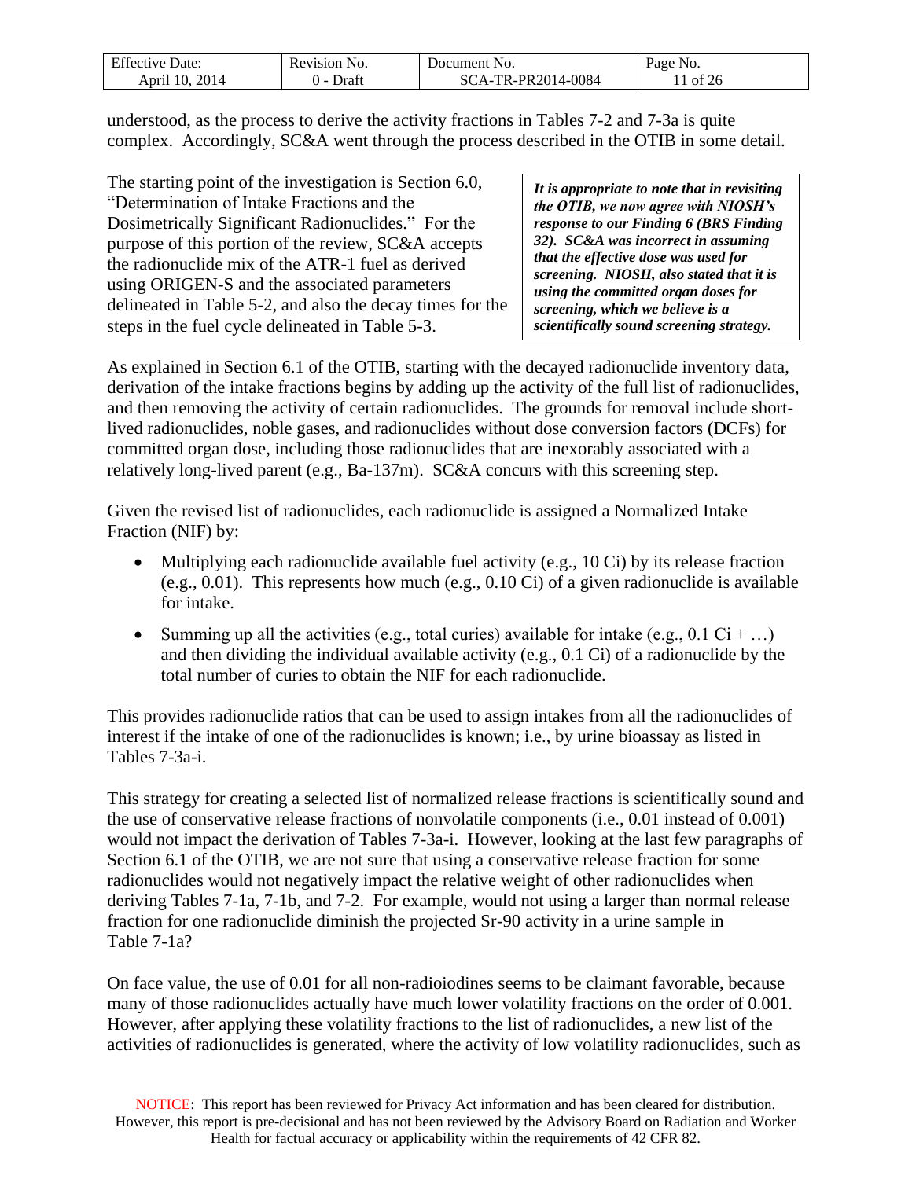understood, as the process to derive the activity fractions in Tables 7-2 and 7-3a is quite complex. Accordingly, SC&A went through the process described in the OTIB in some detail.

The starting point of the investigation is Section 6.0, "Determination of Intake Fractions and the Dosimetrically Significant Radionuclides." For the purpose of this portion of the review, SC&A accepts the radionuclide mix of the ATR-1 fuel as derived using ORIGEN-S and the associated parameters delineated in Table 5-2, and also the decay times for the steps in the fuel cycle delineated in Table 5-3.

> ***It is appropriate to note that in revisiting the OTIB, we now agree with NIOSH's response to our Finding 6 (BRS Finding 32). SC&A was incorrect in assuming that the effective dose was used for screening. NIOSH, also stated that it is using the committed organ doses for screening, which we believe is a scientifically sound screening strategy.***

As explained in Section 6.1 of the OTIB, starting with the decayed radionuclide inventory data, derivation of the intake fractions begins by adding up the activity of the full list of radionuclides, and then removing the activity of certain radionuclides. The grounds for removal include short-lived radionuclides, noble gases, and radionuclides without dose conversion factors (DCFs) for committed organ dose, including those radionuclides that are inexorably associated with a relatively long-lived parent (e.g., Ba-137m). SC&A concurs with this screening step.

Given the revised list of radionuclides, each radionuclide is assigned a Normalized Intake Fraction (NIF) by:

- Multiplying each radionuclide available fuel activity (e.g., 10 Ci) by its release fraction (e.g., 0.01). This represents how much (e.g., 0.10 Ci) of a given radionuclide is available for intake.
- Summing up all the activities (e.g., total curies) available for intake (e.g., 0.1 Ci + …) and then dividing the individual available activity (e.g., 0.1 Ci) of a radionuclide by the total number of curies to obtain the NIF for each radionuclide.

This provides radionuclide ratios that can be used to assign intakes from all the radionuclides of interest if the intake of one of the radionuclides is known; i.e., by urine bioassay as listed in Tables 7-3a-i.

This strategy for creating a selected list of normalized release fractions is scientifically sound and the use of conservative release fractions of nonvolatile components (i.e., 0.01 instead of 0.001) would not impact the derivation of Tables 7-3a-i. However, looking at the last few paragraphs of Section 6.1 of the OTIB, we are not sure that using a conservative release fraction for some radionuclides would not negatively impact the relative weight of other radionuclides when deriving Tables 7-1a, 7-1b, and 7-2. For example, would not using a larger than normal release fraction for one radionuclide diminish the projected Sr-90 activity in a urine sample in Table 7-1a?

On face value, the use of 0.01 for all non-radioiodines seems to be claimant favorable, because many of those radionuclides actually have much lower volatility fractions on the order of 0.001. However, after applying these volatility fractions to the list of radionuclides, a new list of the activities of radionuclides is generated, where the activity of low volatility radionuclides, such as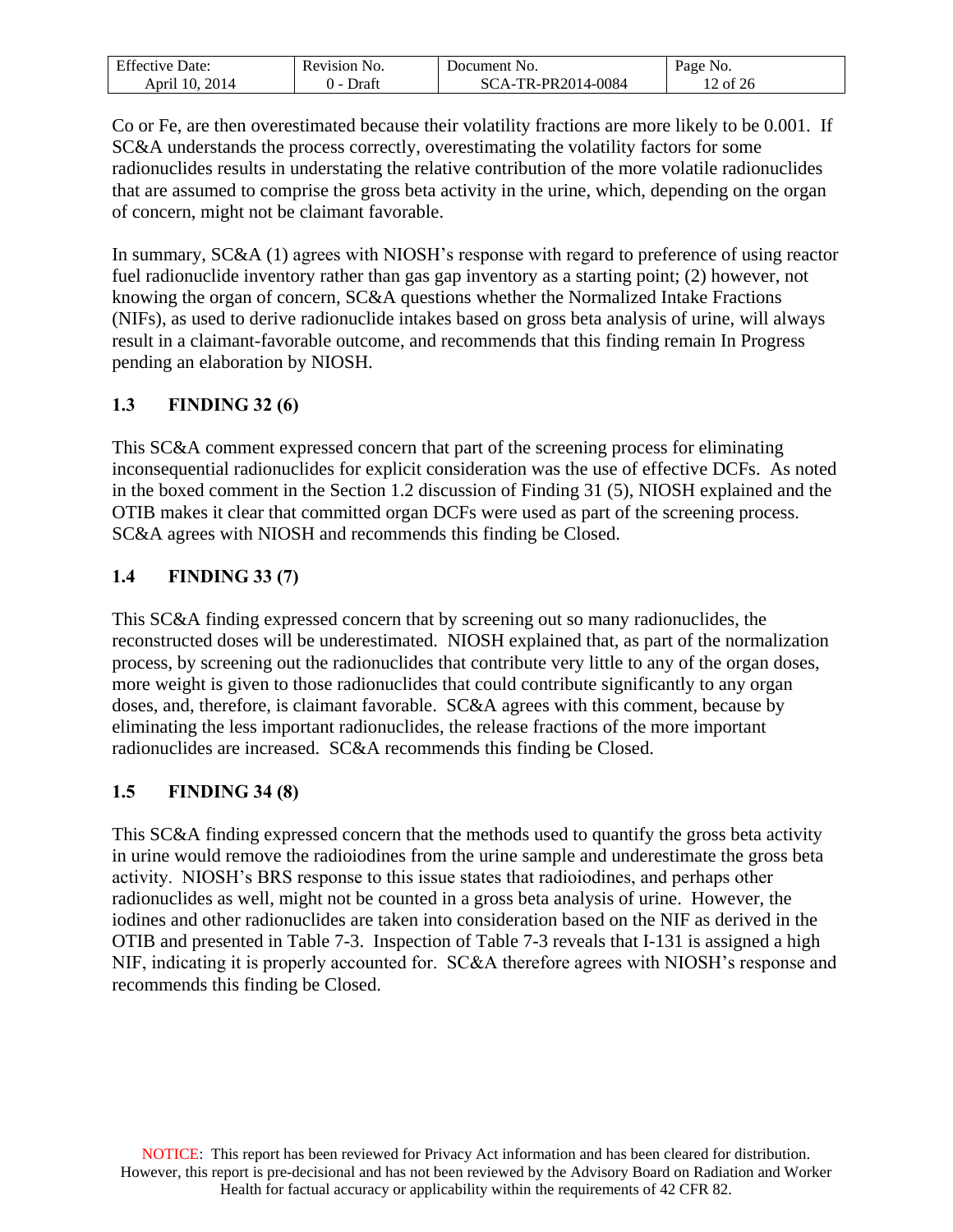Co or Fe, are then overestimated because their volatility fractions are more likely to be 0.001. If SC&A understands the process correctly, overestimating the volatility factors for some radionuclides results in understating the relative contribution of the more volatile radionuclides that are assumed to comprise the gross beta activity in the urine, which, depending on the organ of concern, might not be claimant favorable.

In summary, SC&A (1) agrees with NIOSH's response with regard to preference of using reactor fuel radionuclide inventory rather than gas gap inventory as a starting point; (2) however, not knowing the organ of concern, SC&A questions whether the Normalized Intake Fractions (NIFs), as used to derive radionuclide intakes based on gross beta analysis of urine, will always result in a claimant-favorable outcome, and recommends that this finding remain In Progress pending an elaboration by NIOSH.

## 1.3 FINDING 32 (6)

This SC&A comment expressed concern that part of the screening process for eliminating inconsequential radionuclides for explicit consideration was the use of effective DCFs. As noted in the boxed comment in the Section 1.2 discussion of Finding 31 (5), NIOSH explained and the OTIB makes it clear that committed organ DCFs were used as part of the screening process. SC&A agrees with NIOSH and recommends this finding be Closed.

## 1.4 FINDING 33 (7)

This SC&A finding expressed concern that by screening out so many radionuclides, the reconstructed doses will be underestimated. NIOSH explained that, as part of the normalization process, by screening out the radionuclides that contribute very little to any of the organ doses, more weight is given to those radionuclides that could contribute significantly to any organ doses, and, therefore, is claimant favorable. SC&A agrees with this comment, because by eliminating the less important radionuclides, the release fractions of the more important radionuclides are increased. SC&A recommends this finding be Closed.

## 1.5 FINDING 34 (8)

This SC&A finding expressed concern that the methods used to quantify the gross beta activity in urine would remove the radioiodines from the urine sample and underestimate the gross beta activity. NIOSH's BRS response to this issue states that radioiodines, and perhaps other radionuclides as well, might not be counted in a gross beta analysis of urine. However, the iodines and other radionuclides are taken into consideration based on the NIF as derived in the OTIB and presented in Table 7-3. Inspection of Table 7-3 reveals that I-131 is assigned a high NIF, indicating it is properly accounted for. SC&A therefore agrees with NIOSH's response and recommends this finding be Closed.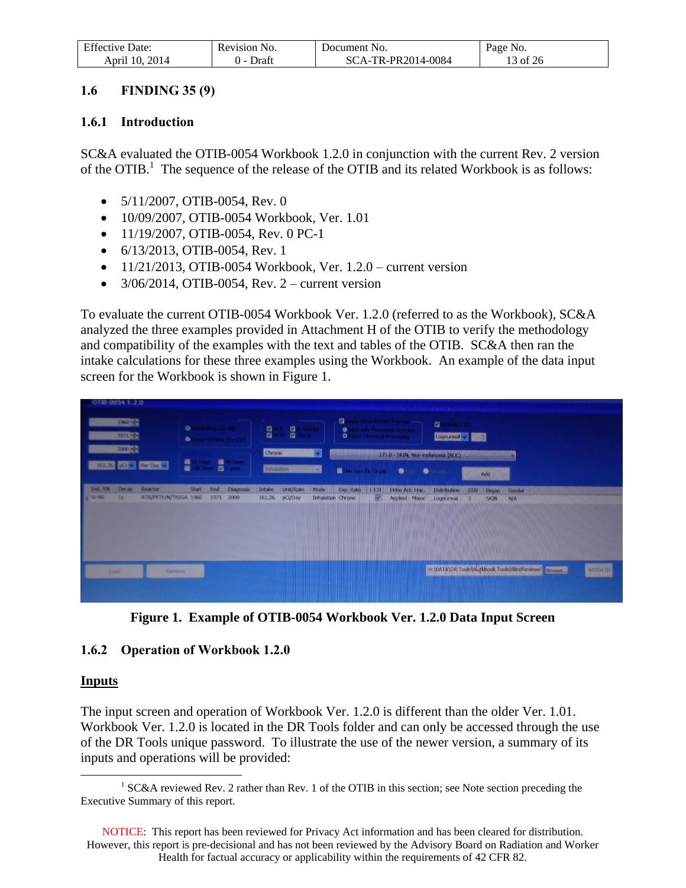## 1.6 FINDING 35 (9)

### 1.6.1 Introduction

SC&A evaluated the OTIB-0054 Workbook 1.2.0 in conjunction with the current Rev. 2 version of the OTIB.[1] The sequence of the release of the OTIB and its related Workbook is as follows:

- 5/11/2007, OTIB-0054, Rev. 0
- 10/09/2007, OTIB-0054 Workbook, Ver. 1.01
- 11/19/2007, OTIB-0054, Rev. 0 PC-1
- 6/13/2013, OTIB-0054, Rev. 1
- 11/21/2013, OTIB-0054 Workbook, Ver. 1.2.0 – current version
- 3/06/2014, OTIB-0054, Rev. 2 – current version

To evaluate the current OTIB-0054 Workbook Ver. 1.2.0 (referred to as the Workbook), SC&A analyzed the three examples provided in Attachment H of the OTIB to verify the methodology and compatibility of the examples with the text and tables of the OTIB. SC&A then ran the intake calculations for these three examples using the Workbook. An example of the data input screen for the Workbook is shown in Figure 1.

**Figure 1. Example of OTIB-0054 Workbook Ver. 1.2.0 Data Input Screen**

### 1.6.2 Operation of Workbook 1.2.0

**Inputs**

The input screen and operation of Workbook Ver. 1.2.0 is different than the older Ver. 1.01. Workbook Ver. 1.2.0 is located in the DR Tools folder and can only be accessed through the use of the DR Tools unique password. To illustrate the use of the newer version, a summary of its inputs and operations will be provided:

---

[1] SC&A reviewed Rev. 2 rather than Rev. 1 of the OTIB in this section; see Note section preceding the Executive Summary of this report.

NOTICE: This report has been reviewed for Privacy Act information and has been cleared for distribution. However, this report is pre-decisional and has not been reviewed by the Advisory Board on Radiation and Worker Health for factual accuracy or applicability within the requirements of 42 CFR 82.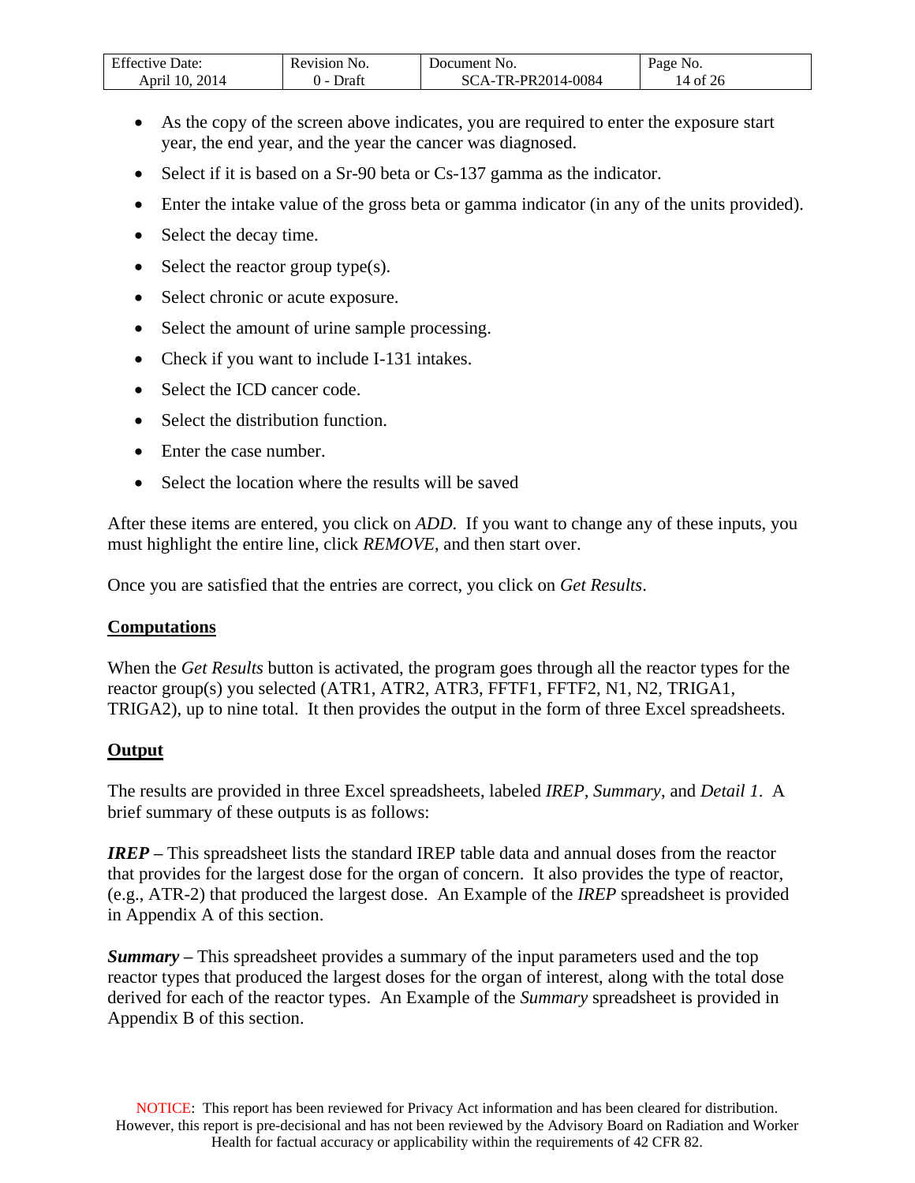- As the copy of the screen above indicates, you are required to enter the exposure start year, the end year, and the year the cancer was diagnosed.
- Select if it is based on a Sr-90 beta or Cs-137 gamma as the indicator.
- Enter the intake value of the gross beta or gamma indicator (in any of the units provided).
- Select the decay time.
- Select the reactor group type(s).
- Select chronic or acute exposure.
- Select the amount of urine sample processing.
- Check if you want to include I-131 intakes.
- Select the ICD cancer code.
- Select the distribution function.
- Enter the case number.
- Select the location where the results will be saved

After these items are entered, you click on *ADD*. If you want to change any of these inputs, you must highlight the entire line, click *REMOVE*, and then start over.

Once you are satisfied that the entries are correct, you click on *Get Results*.

**Computations**

When the *Get Results* button is activated, the program goes through all the reactor types for the reactor group(s) you selected (ATR1, ATR2, ATR3, FFTF1, FFTF2, N1, N2, TRIGA1, TRIGA2), up to nine total. It then provides the output in the form of three Excel spreadsheets.

**Output**

The results are provided in three Excel spreadsheets, labeled *IREP*, *Summary*, and *Detail 1*. A brief summary of these outputs is as follows:

***IREP*** **–** This spreadsheet lists the standard IREP table data and annual doses from the reactor that provides for the largest dose for the organ of concern. It also provides the type of reactor, (e.g., ATR-2) that produced the largest dose. An Example of the *IREP* spreadsheet is provided in Appendix A of this section.

***Summary*** **–** This spreadsheet provides a summary of the input parameters used and the top reactor types that produced the largest doses for the organ of interest, along with the total dose derived for each of the reactor types. An Example of the *Summary* spreadsheet is provided in Appendix B of this section.

NOTICE: This report has been reviewed for Privacy Act information and has been cleared for distribution. However, this report is pre-decisional and has not been reviewed by the Advisory Board on Radiation and Worker Health for factual accuracy or applicability within the requirements of 42 CFR 82.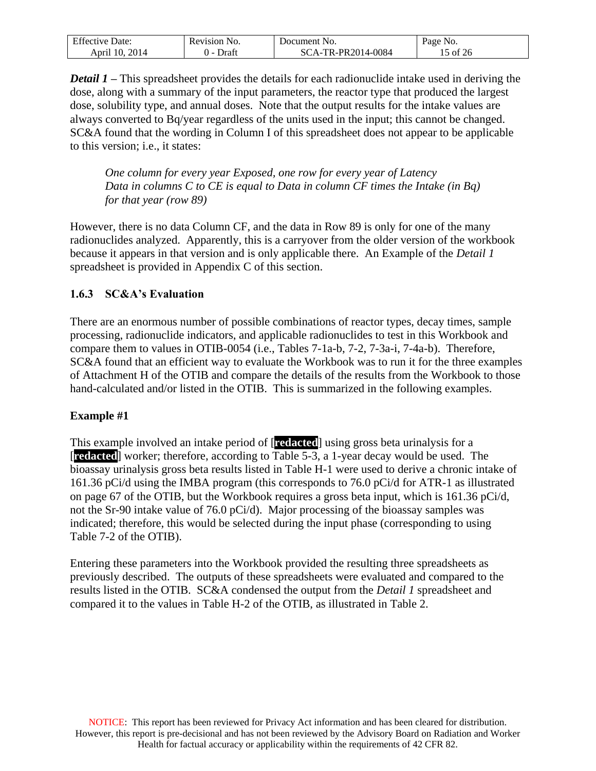***Detail 1* –** This spreadsheet provides the details for each radionuclide intake used in deriving the dose, along with a summary of the input parameters, the reactor type that produced the largest dose, solubility type, and annual doses. Note that the output results for the intake values are always converted to Bq/year regardless of the units used in the input; this cannot be changed. SC&A found that the wording in Column I of this spreadsheet does not appear to be applicable to this version; i.e., it states:

> *One column for every year Exposed, one row for every year of Latency*
> *Data in columns C to CE is equal to Data in column CF times the Intake (in Bq) for that year (row 89)*

However, there is no data Column CF, and the data in Row 89 is only for one of the many radionuclides analyzed. Apparently, this is a carryover from the older version of the workbook because it appears in that version and is only applicable there. An Example of the *Detail 1* spreadsheet is provided in Appendix C of this section.

### 1.6.3 SC&A's Evaluation

There are an enormous number of possible combinations of reactor types, decay times, sample processing, radionuclide indicators, and applicable radionuclides to test in this Workbook and compare them to values in OTIB-0054 (i.e., Tables 7-1a-b, 7-2, 7-3a-i, 7-4a-b). Therefore, SC&A found that an efficient way to evaluate the Workbook was to run it for the three examples of Attachment H of the OTIB and compare the details of the results from the Workbook to those hand-calculated and/or listed in the OTIB. This is summarized in the following examples.

**Example #1**

This example involved an intake period of [**redacted**] using gross beta urinalysis for a [**redacted**] worker; therefore, according to Table 5-3, a 1-year decay would be used. The bioassay urinalysis gross beta results listed in Table H-1 were used to derive a chronic intake of 161.36 pCi/d using the IMBA program (this corresponds to 76.0 pCi/d for ATR-1 as illustrated on page 67 of the OTIB, but the Workbook requires a gross beta input, which is 161.36 pCi/d, not the Sr-90 intake value of 76.0 pCi/d). Major processing of the bioassay samples was indicated; therefore, this would be selected during the input phase (corresponding to using Table 7-2 of the OTIB).

Entering these parameters into the Workbook provided the resulting three spreadsheets as previously described. The outputs of these spreadsheets were evaluated and compared to the results listed in the OTIB. SC&A condensed the output from the *Detail 1* spreadsheet and compared it to the values in Table H-2 of the OTIB, as illustrated in Table 2.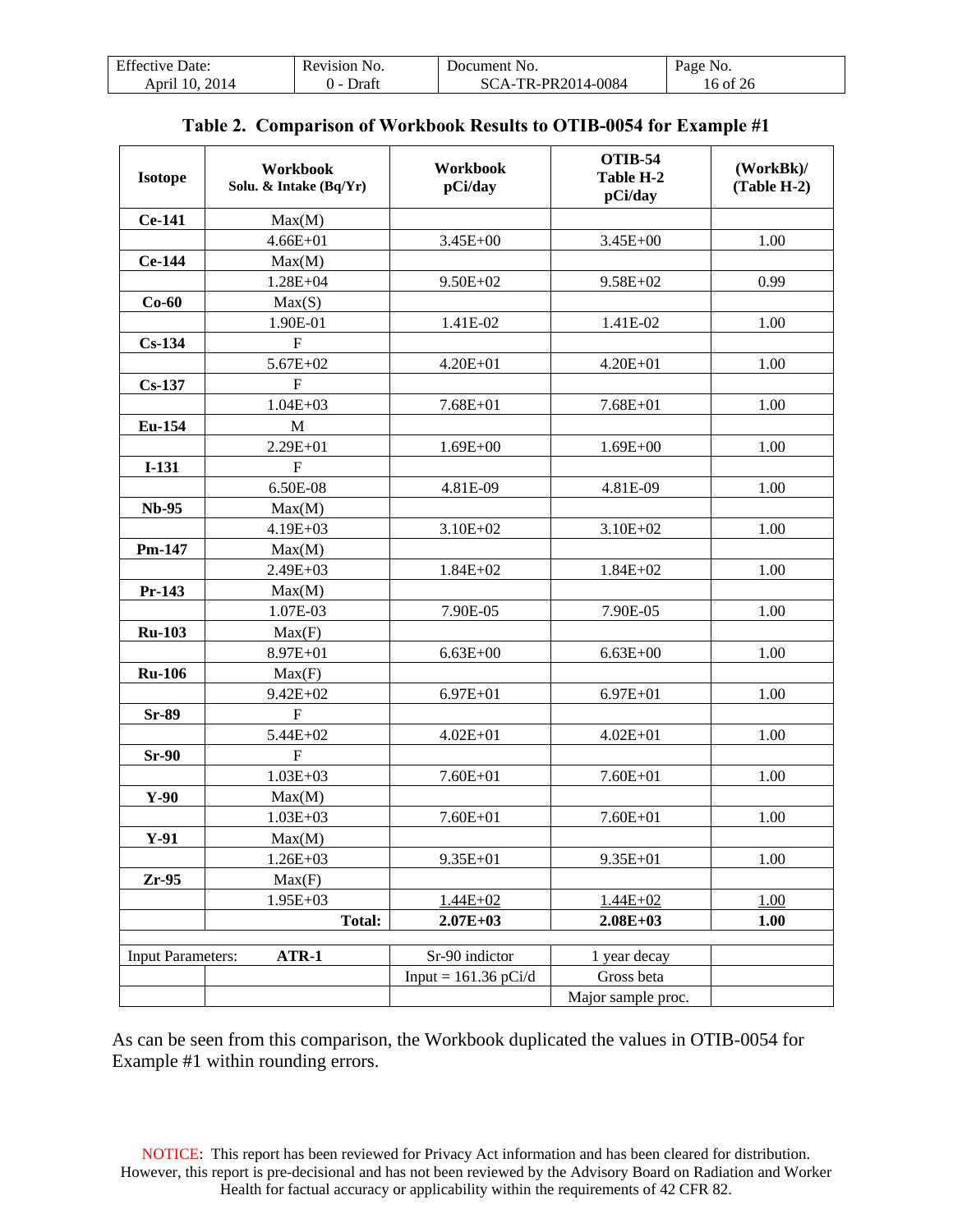**Table 2. Comparison of Workbook Results to OTIB-0054 for Example #1**

| Isotope | Workbook Solu. & Intake (Bq/Yr) | Workbook pCi/day | OTIB-54 Table H-2 pCi/day | (WorkBk)/ (Table H-2) |
|---|---|---|---|---|
| **Ce-141** | Max(M) | | | |
| | 4.66E+01 | 3.45E+00 | 3.45E+00 | 1.00 |
| **Ce-144** | Max(M) | | | |
| | 1.28E+04 | 9.50E+02 | 9.58E+02 | 0.99 |
| **Co-60** | Max(S) | | | |
| | 1.90E-01 | 1.41E-02 | 1.41E-02 | 1.00 |
| **Cs-134** | F | | | |
| | 5.67E+02 | 4.20E+01 | 4.20E+01 | 1.00 |
| **Cs-137** | F | | | |
| | 1.04E+03 | 7.68E+01 | 7.68E+01 | 1.00 |
| **Eu-154** | M | | | |
| | 2.29E+01 | 1.69E+00 | 1.69E+00 | 1.00 |
| **I-131** | F | | | |
| | 6.50E-08 | 4.81E-09 | 4.81E-09 | 1.00 |
| **Nb-95** | Max(M) | | | |
| | 4.19E+03 | 3.10E+02 | 3.10E+02 | 1.00 |
| **Pm-147** | Max(M) | | | |
| | 2.49E+03 | 1.84E+02 | 1.84E+02 | 1.00 |
| **Pr-143** | Max(M) | | | |
| | 1.07E-03 | 7.90E-05 | 7.90E-05 | 1.00 |
| **Ru-103** | Max(F) | | | |
| | 8.97E+01 | 6.63E+00 | 6.63E+00 | 1.00 |
| **Ru-106** | Max(F) | | | |
| | 9.42E+02 | 6.97E+01 | 6.97E+01 | 1.00 |
| **Sr-89** | F | | | |
| | 5.44E+02 | 4.02E+01 | 4.02E+01 | 1.00 |
| **Sr-90** | F | | | |
| | 1.03E+03 | 7.60E+01 | 7.60E+01 | 1.00 |
| **Y-90** | Max(M) | | | |
| | 1.03E+03 | 7.60E+01 | 7.60E+01 | 1.00 |
| **Y-91** | Max(M) | | | |
| | 1.26E+03 | 9.35E+01 | 9.35E+01 | 1.00 |
| **Zr-95** | Max(F) | | | |
| | 1.95E+03 | 1.44E+02 | 1.44E+02 | 1.00 |
| | **Total:** | **2.07E+03** | **2.08E+03** | **1.00** |
| | | | | |
| Input Parameters: | **ATR-1** | Sr-90 indictor | 1 year decay | |
| | | Input = 161.36 pCi/d | Gross beta | |
| | | | Major sample proc. | |

As can be seen from this comparison, the Workbook duplicated the values in OTIB-0054 for Example #1 within rounding errors.

NOTICE: This report has been reviewed for Privacy Act information and has been cleared for distribution. However, this report is pre-decisional and has not been reviewed by the Advisory Board on Radiation and Worker Health for factual accuracy or applicability within the requirements of 42 CFR 82.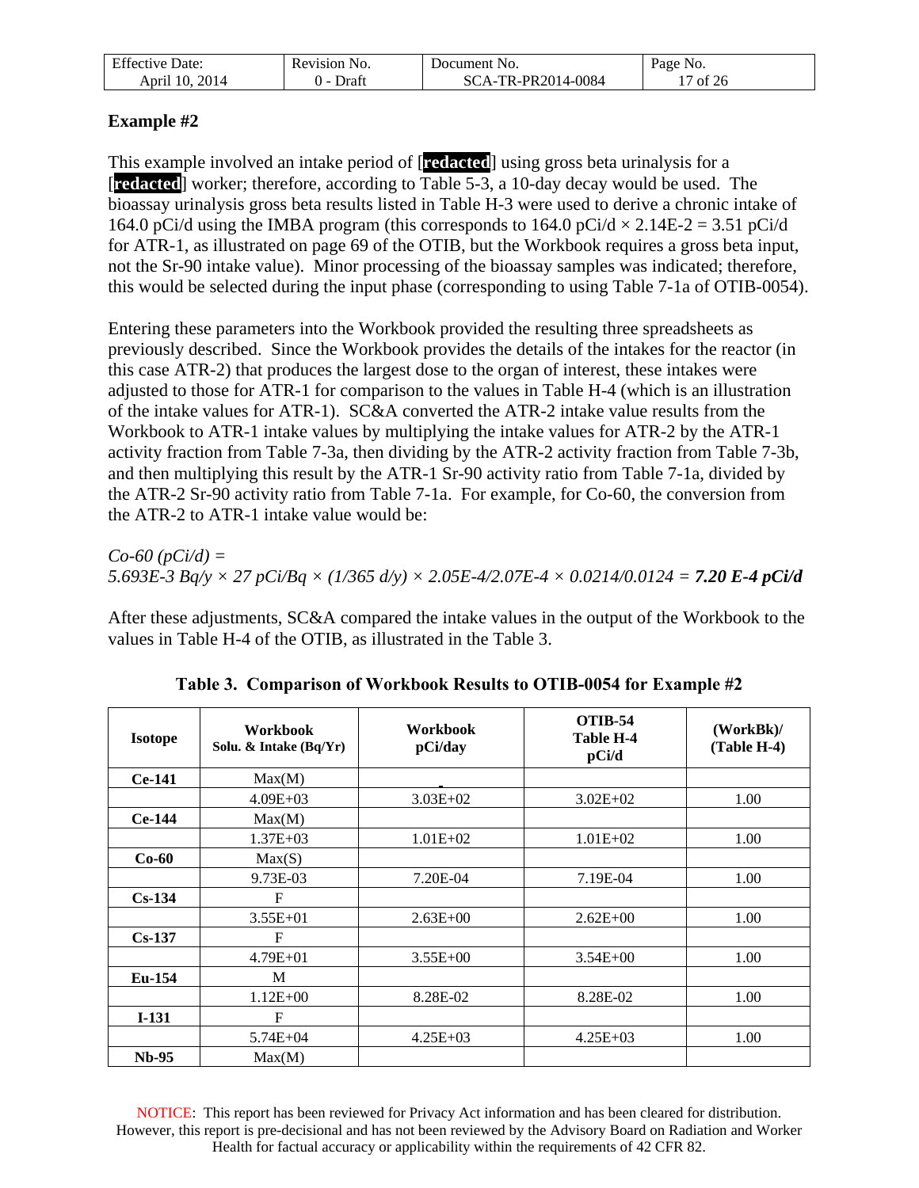**Example #2**

This example involved an intake period of [**redacted**] using gross beta urinalysis for a [**redacted**] worker; therefore, according to Table 5-3, a 10-day decay would be used. The bioassay urinalysis gross beta results listed in Table H-3 were used to derive a chronic intake of 164.0 pCi/d using the IMBA program (this corresponds to 164.0 pCi/d × 2.14E-2 = 3.51 pCi/d for ATR-1, as illustrated on page 69 of the OTIB, but the Workbook requires a gross beta input, not the Sr-90 intake value). Minor processing of the bioassay samples was indicated; therefore, this would be selected during the input phase (corresponding to using Table 7-1a of OTIB-0054).

Entering these parameters into the Workbook provided the resulting three spreadsheets as previously described. Since the Workbook provides the details of the intakes for the reactor (in this case ATR-2) that produces the largest dose to the organ of interest, these intakes were adjusted to those for ATR-1 for comparison to the values in Table H-4 (which is an illustration of the intake values for ATR-1). SC&A converted the ATR-2 intake value results from the Workbook to ATR-1 intake values by multiplying the intake values for ATR-2 by the ATR-1 activity fraction from Table 7-3a, then dividing by the ATR-2 activity fraction from Table 7-3b, and then multiplying this result by the ATR-1 Sr-90 activity ratio from Table 7-1a, divided by the ATR-2 Sr-90 activity ratio from Table 7-1a. For example, for Co-60, the conversion from the ATR-2 to ATR-1 intake value would be:

*Co-60 (pCi/d) =*
*5.693E-3 Bq/y × 27 pCi/Bq × (1/365 d/y) × 2.05E-4/2.07E-4 × 0.0214/0.0124 =* ***7.20 E-4 pCi/d***

After these adjustments, SC&A compared the intake values in the output of the Workbook to the values in Table H-4 of the OTIB, as illustrated in the Table 3.

**Table 3. Comparison of Workbook Results to OTIB-0054 for Example #2**

| Isotope | Workbook Solu. & Intake (Bq/Yr) | Workbook pCi/day | OTIB-54 Table H-4 pCi/d | (WorkBk)/ (Table H-4) |
|---|---|---|---|---|
| **Ce-141** | Max(M) | | | |
| | 4.09E+03 | 3.03E+02 | 3.02E+02 | 1.00 |
| **Ce-144** | Max(M) | | | |
| | 1.37E+03 | 1.01E+02 | 1.01E+02 | 1.00 |
| **Co-60** | Max(S) | | | |
| | 9.73E-03 | 7.20E-04 | 7.19E-04 | 1.00 |
| **Cs-134** | F | | | |
| | 3.55E+01 | 2.63E+00 | 2.62E+00 | 1.00 |
| **Cs-137** | F | | | |
| | 4.79E+01 | 3.55E+00 | 3.54E+00 | 1.00 |
| **Eu-154** | M | | | |
| | 1.12E+00 | 8.28E-02 | 8.28E-02 | 1.00 |
| **I-131** | F | | | |
| | 5.74E+04 | 4.25E+03 | 4.25E+03 | 1.00 |
| **Nb-95** | Max(M) | | | |

NOTICE: This report has been reviewed for Privacy Act information and has been cleared for distribution. However, this report is pre-decisional and has not been reviewed by the Advisory Board on Radiation and Worker Health for factual accuracy or applicability within the requirements of 42 CFR 82.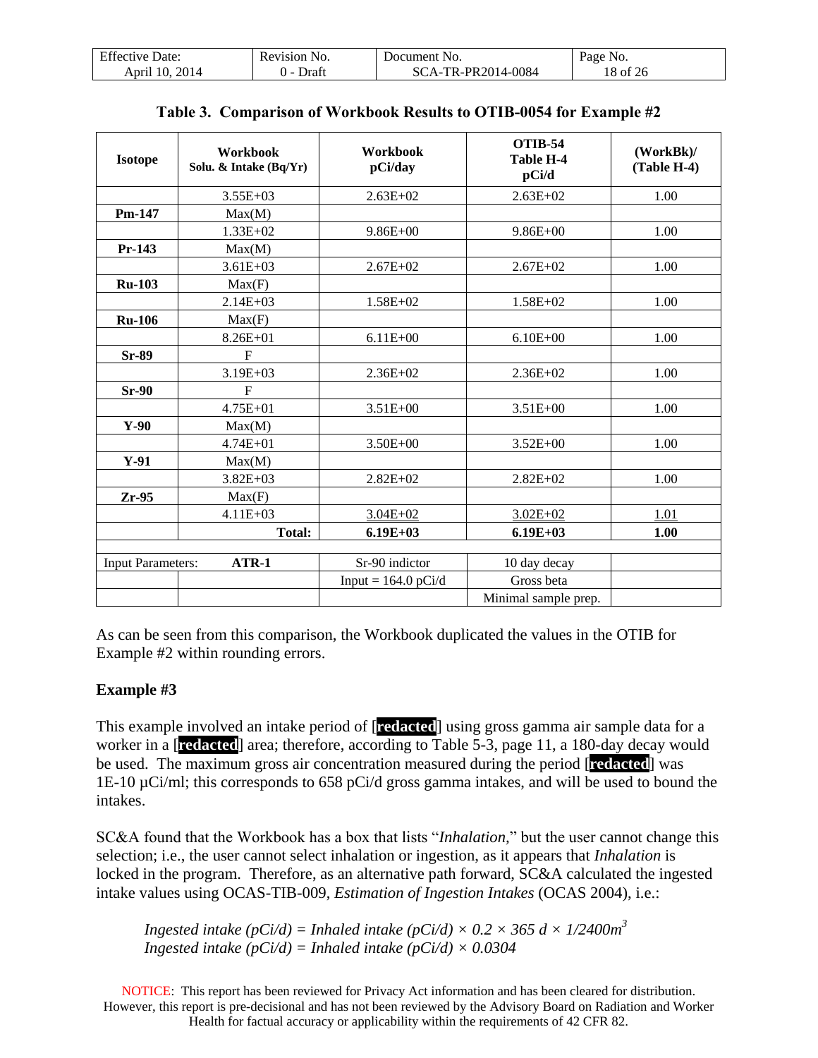**Table 3. Comparison of Workbook Results to OTIB-0054 for Example #2**

| Isotope | Workbook Solu. & Intake (Bq/Yr) | Workbook pCi/day | OTIB-54 Table H-4 pCi/d | (WorkBk)/ (Table H-4) |
|---|---|---|---|---|
| | 3.55E+03 | 2.63E+02 | 2.63E+02 | 1.00 |
| **Pm-147** | Max(M) | | | |
| | 1.33E+02 | 9.86E+00 | 9.86E+00 | 1.00 |
| **Pr-143** | Max(M) | | | |
| | 3.61E+03 | 2.67E+02 | 2.67E+02 | 1.00 |
| **Ru-103** | Max(F) | | | |
| | 2.14E+03 | 1.58E+02 | 1.58E+02 | 1.00 |
| **Ru-106** | Max(F) | | | |
| | 8.26E+01 | 6.11E+00 | 6.10E+00 | 1.00 |
| **Sr-89** | F | | | |
| | 3.19E+03 | 2.36E+02 | 2.36E+02 | 1.00 |
| **Sr-90** | F | | | |
| | 4.75E+01 | 3.51E+00 | 3.51E+00 | 1.00 |
| **Y-90** | Max(M) | | | |
| | 4.74E+01 | 3.50E+00 | 3.52E+00 | 1.00 |
| **Y-91** | Max(M) | | | |
| | 3.82E+03 | 2.82E+02 | 2.82E+02 | 1.00 |
| **Zr-95** | Max(F) | | | |
| | 4.11E+03 | 3.04E+02 | 3.02E+02 | 1.01 |
| | **Total:** | **6.19E+03** | **6.19E+03** | **1.00** |
| | | | | |
| Input Parameters: | **ATR-1** | Sr-90 indictor | 10 day decay | |
| | | Input = 164.0 pCi/d | Gross beta | |
| | | | Minimal sample prep. | |

As can be seen from this comparison, the Workbook duplicated the values in the OTIB for Example #2 within rounding errors.

**Example #3**

This example involved an intake period of [**redacted**] using gross gamma air sample data for a worker in a [**redacted**] area; therefore, according to Table 5-3, page 11, a 180-day decay would be used. The maximum gross air concentration measured during the period [**redacted**] was 1E-10 µCi/ml; this corresponds to 658 pCi/d gross gamma intakes, and will be used to bound the intakes.

SC&A found that the Workbook has a box that lists "*Inhalation*," but the user cannot change this selection; i.e., the user cannot select inhalation or ingestion, as it appears that *Inhalation* is locked in the program. Therefore, as an alternative path forward, SC&A calculated the ingested intake values using OCAS-TIB-009, *Estimation of Ingestion Intakes* (OCAS 2004), i.e.:

$$\text{Ingested intake (pCi/d)} = \text{Inhaled intake (pCi/d)} \times 0.2 \times 365\ d \times 1/2400 m^3$$
$$\text{Ingested intake (pCi/d)} = \text{Inhaled intake (pCi/d)} \times 0.0304$$

NOTICE: This report has been reviewed for Privacy Act information and has been cleared for distribution. However, this report is pre-decisional and has not been reviewed by the Advisory Board on Radiation and Worker Health for factual accuracy or applicability within the requirements of 42 CFR 82.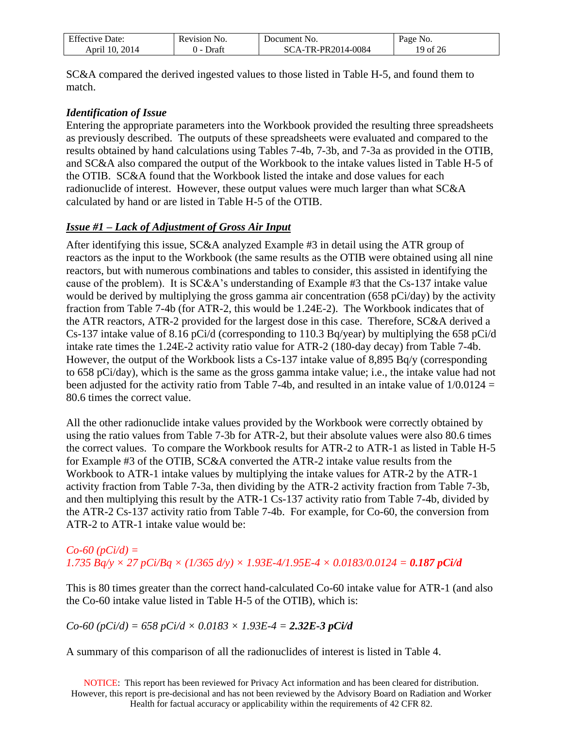SC&A compared the derived ingested values to those listed in Table H-5, and found them to match.

### *Identification of Issue*

Entering the appropriate parameters into the Workbook provided the resulting three spreadsheets as previously described. The outputs of these spreadsheets were evaluated and compared to the results obtained by hand calculations using Tables 7-4b, 7-3b, and 7-3a as provided in the OTIB, and SC&A also compared the output of the Workbook to the intake values listed in Table H-5 of the OTIB. SC&A found that the Workbook listed the intake and dose values for each radionuclide of interest. However, these output values were much larger than what SC&A calculated by hand or are listed in Table H-5 of the OTIB.

### ***Issue #1 – Lack of Adjustment of Gross Air Input***

After identifying this issue, SC&A analyzed Example #3 in detail using the ATR group of reactors as the input to the Workbook (the same results as the OTIB were obtained using all nine reactors, but with numerous combinations and tables to consider, this assisted in identifying the cause of the problem). It is SC&A's understanding of Example #3 that the Cs-137 intake value would be derived by multiplying the gross gamma air concentration (658 pCi/day) by the activity fraction from Table 7-4b (for ATR-2, this would be 1.24E-2). The Workbook indicates that of the ATR reactors, ATR-2 provided for the largest dose in this case. Therefore, SC&A derived a Cs-137 intake value of 8.16 pCi/d (corresponding to 110.3 Bq/year) by multiplying the 658 pCi/d intake rate times the 1.24E-2 activity ratio value for ATR-2 (180-day decay) from Table 7-4b. However, the output of the Workbook lists a Cs-137 intake value of 8,895 Bq/y (corresponding to 658 pCi/day), which is the same as the gross gamma intake value; i.e., the intake value had not been adjusted for the activity ratio from Table 7-4b, and resulted in an intake value of 1/0.0124 = 80.6 times the correct value.

All the other radionuclide intake values provided by the Workbook were correctly obtained by using the ratio values from Table 7-3b for ATR-2, but their absolute values were also 80.6 times the correct values. To compare the Workbook results for ATR-2 to ATR-1 as listed in Table H-5 for Example #3 of the OTIB, SC&A converted the ATR-2 intake value results from the Workbook to ATR-1 intake values by multiplying the intake values for ATR-2 by the ATR-1 activity fraction from Table 7-3a, then dividing by the ATR-2 activity fraction from Table 7-3b, and then multiplying this result by the ATR-1 Cs-137 activity ratio from Table 7-4b, divided by the ATR-2 Cs-137 activity ratio from Table 7-4b. For example, for Co-60, the conversion from ATR-2 to ATR-1 intake value would be:

*Co-60 (pCi/d) =*
*1.735 Bq/y × 27 pCi/Bq × (1/365 d/y) × 1.93E-4/1.95E-4 × 0.0183/0.0124 =* ***0.187 pCi/d***

This is 80 times greater than the correct hand-calculated Co-60 intake value for ATR-1 (and also the Co-60 intake value listed in Table H-5 of the OTIB), which is:

*Co-60 (pCi/d) = 658 pCi/d × 0.0183 × 1.93E-4 =* ***2.32E-3 pCi/d***

A summary of this comparison of all the radionuclides of interest is listed in Table 4.

NOTICE: This report has been reviewed for Privacy Act information and has been cleared for distribution. However, this report is pre-decisional and has not been reviewed by the Advisory Board on Radiation and Worker Health for factual accuracy or applicability within the requirements of 42 CFR 82.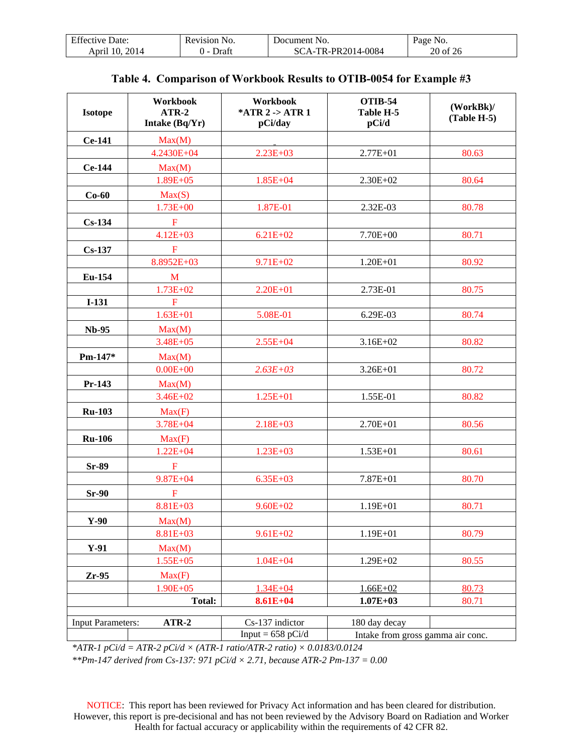## Table 4. Comparison of Workbook Results to OTIB-0054 for Example #3

| Isotope | Workbook ATR-2 Intake (Bq/Yr) | Workbook *ATR 2 -> ATR 1 pCi/day | OTIB-54 Table H-5 pCi/d | (WorkBk)/ (Table H-5) |
|---|---|---|---|---|
| **Ce-141** | Max(M) | - | | |
| | 4.2430E+04 | 2.23E+03 | 2.77E+01 | 80.63 |
| **Ce-144** | Max(M) | | | |
| | 1.89E+05 | 1.85E+04 | 2.30E+02 | 80.64 |
| **Co-60** | Max(S) | | | |
| | 1.73E+00 | 1.87E-01 | 2.32E-03 | 80.78 |
| **Cs-134** | F | | | |
| | 4.12E+03 | 6.21E+02 | 7.70E+00 | 80.71 |
| **Cs-137** | F | | | |
| | 8.8952E+03 | 9.71E+02 | 1.20E+01 | 80.92 |
| **Eu-154** | M | | | |
| | 1.73E+02 | 2.20E+01 | 2.73E-01 | 80.75 |
| **I-131** | F | | | |
| | 1.63E+01 | 5.08E-01 | 6.29E-03 | 80.74 |
| **Nb-95** | Max(M) | | | |
| | 3.48E+05 | 2.55E+04 | 3.16E+02 | 80.82 |
| **Pm-147*** | Max(M) | | | |
| | 0.00E+00 | *2.63E+03* | 3.26E+01 | 80.72 |
| **Pr-143** | Max(M) | | | |
| | 3.46E+02 | 1.25E+01 | 1.55E-01 | 80.82 |
| **Ru-103** | Max(F) | | | |
| | 3.78E+04 | 2.18E+03 | 2.70E+01 | 80.56 |
| **Ru-106** | Max(F) | | | |
| | 1.22E+04 | 1.23E+03 | 1.53E+01 | 80.61 |
| **Sr-89** | F | | | |
| | 9.87E+04 | 6.35E+03 | 7.87E+01 | 80.70 |
| **Sr-90** | F | | | |
| | 8.81E+03 | 9.60E+02 | 1.19E+01 | 80.71 |
| **Y-90** | Max(M) | | | |
| | 8.81E+03 | 9.61E+02 | 1.19E+01 | 80.79 |
| **Y-91** | Max(M) | | | |
| | 1.55E+05 | 1.04E+04 | 1.29E+02 | 80.55 |
| **Zr-95** | Max(F) | | | |
| | 1.90E+05 | 1.34E+04 | 1.66E+02 | 80.73 |
| | **Total:** | **8.61E+04** | **1.07E+03** | 80.71 |
| | | | | |
| Input Parameters: | **ATR-2** | Cs-137 indictor | 180 day decay | |
| | | Input = 658 pCi/d | Intake from gross gamma air conc. | |

*ATR-1 pCi/d = ATR-2 pCi/d × (ATR-1 ratio/ATR-2 ratio) × 0.0183/0.0124*

*\*\*Pm-147 derived from Cs-137: 971 pCi/d × 2.71, because ATR-2 Pm-137 = 0.00*

NOTICE: This report has been reviewed for Privacy Act information and has been cleared for distribution. However, this report is pre-decisional and has not been reviewed by the Advisory Board on Radiation and Worker Health for factual accuracy or applicability within the requirements of 42 CFR 82.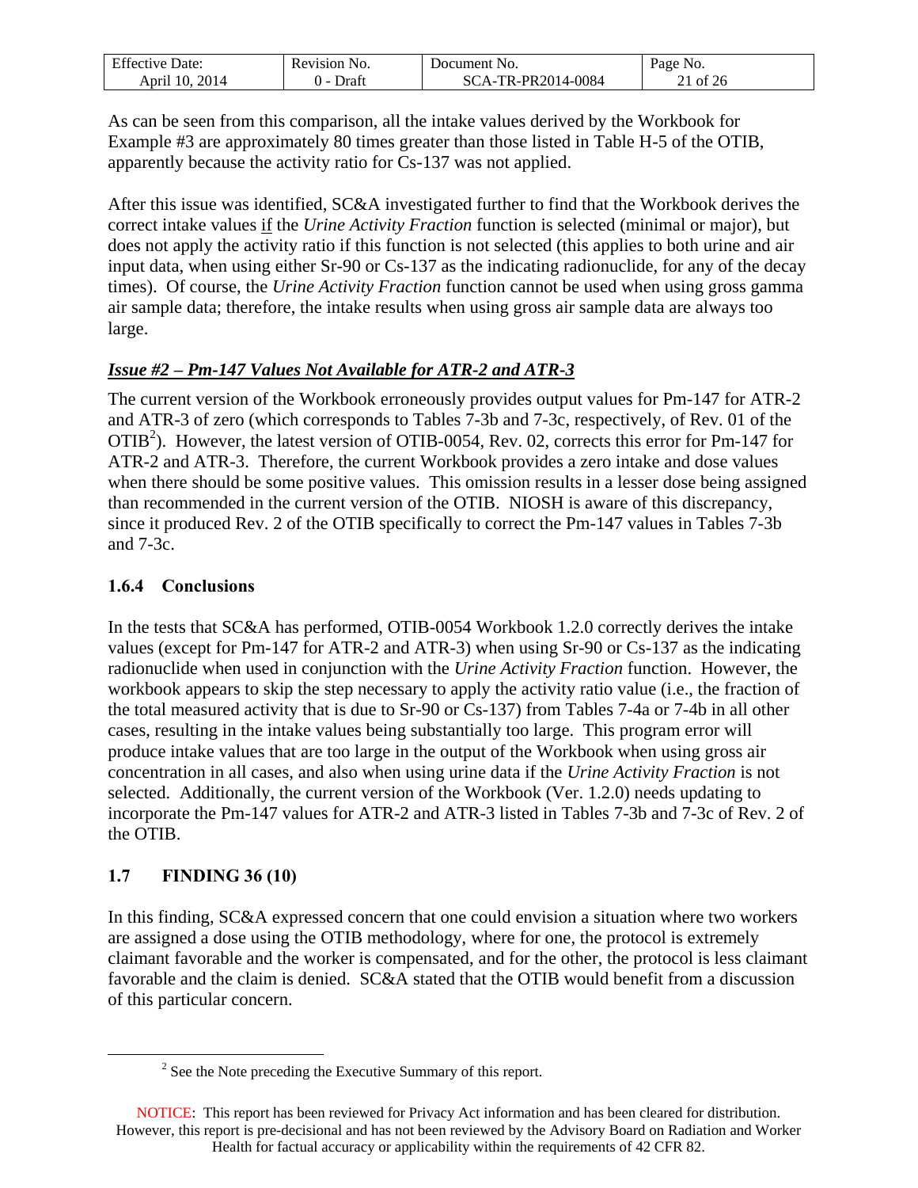As can be seen from this comparison, all the intake values derived by the Workbook for Example #3 are approximately 80 times greater than those listed in Table H-5 of the OTIB, apparently because the activity ratio for Cs-137 was not applied.

After this issue was identified, SC&A investigated further to find that the Workbook derives the correct intake values if the *Urine Activity Fraction* function is selected (minimal or major), but does not apply the activity ratio if this function is not selected (this applies to both urine and air input data, when using either Sr-90 or Cs-137 as the indicating radionuclide, for any of the decay times). Of course, the *Urine Activity Fraction* function cannot be used when using gross gamma air sample data; therefore, the intake results when using gross air sample data are always too large.

***Issue #2 – Pm-147 Values Not Available for ATR-2 and ATR-3***

The current version of the Workbook erroneously provides output values for Pm-147 for ATR-2 and ATR-3 of zero (which corresponds to Tables 7-3b and 7-3c, respectively, of Rev. 01 of the OTIB[2]). However, the latest version of OTIB-0054, Rev. 02, corrects this error for Pm-147 for ATR-2 and ATR-3. Therefore, the current Workbook provides a zero intake and dose values when there should be some positive values. This omission results in a lesser dose being assigned than recommended in the current version of the OTIB. NIOSH is aware of this discrepancy, since it produced Rev. 2 of the OTIB specifically to correct the Pm-147 values in Tables 7-3b and 7-3c.

### 1.6.4 Conclusions

In the tests that SC&A has performed, OTIB-0054 Workbook 1.2.0 correctly derives the intake values (except for Pm-147 for ATR-2 and ATR-3) when using Sr-90 or Cs-137 as the indicating radionuclide when used in conjunction with the *Urine Activity Fraction* function. However, the workbook appears to skip the step necessary to apply the activity ratio value (i.e., the fraction of the total measured activity that is due to Sr-90 or Cs-137) from Tables 7-4a or 7-4b in all other cases, resulting in the intake values being substantially too large. This program error will produce intake values that are too large in the output of the Workbook when using gross air concentration in all cases, and also when using urine data if the *Urine Activity Fraction* is not selected. Additionally, the current version of the Workbook (Ver. 1.2.0) needs updating to incorporate the Pm-147 values for ATR-2 and ATR-3 listed in Tables 7-3b and 7-3c of Rev. 2 of the OTIB.

## 1.7 FINDING 36 (10)

In this finding, SC&A expressed concern that one could envision a situation where two workers are assigned a dose using the OTIB methodology, where for one, the protocol is extremely claimant favorable and the worker is compensated, and for the other, the protocol is less claimant favorable and the claim is denied. SC&A stated that the OTIB would benefit from a discussion of this particular concern.

[2] See the Note preceding the Executive Summary of this report.

NOTICE: This report has been reviewed for Privacy Act information and has been cleared for distribution. However, this report is pre-decisional and has not been reviewed by the Advisory Board on Radiation and Worker Health for factual accuracy or applicability within the requirements of 42 CFR 82.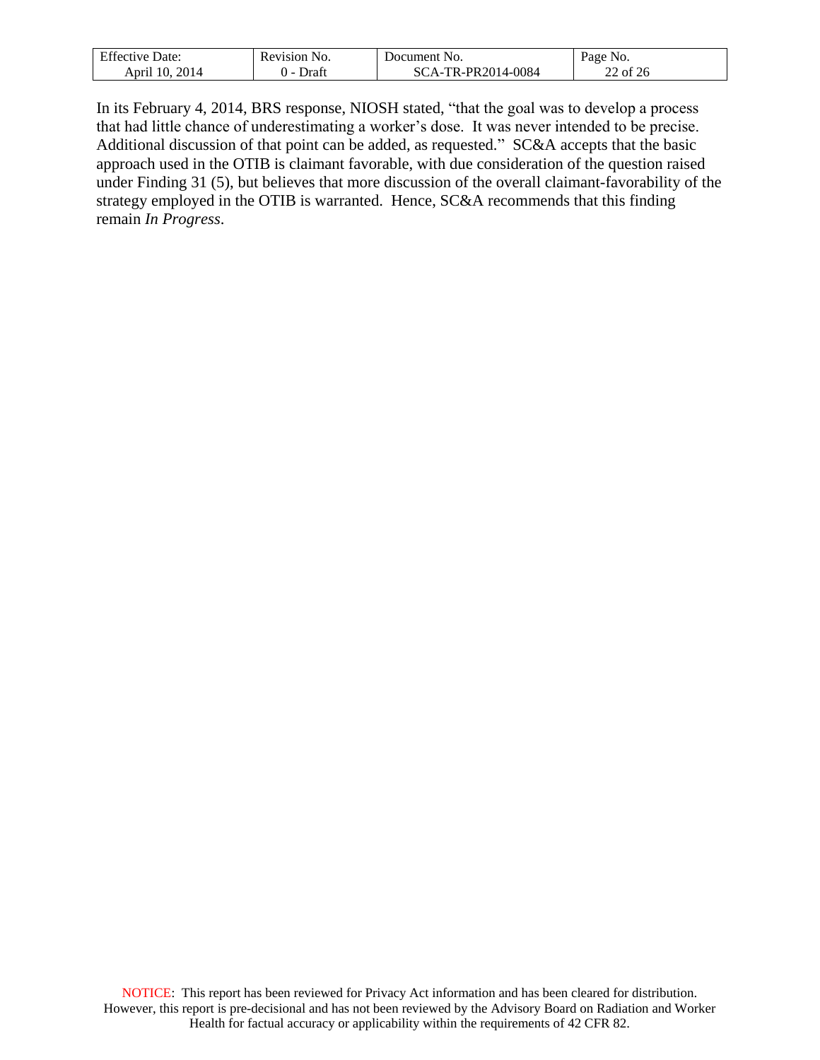In its February 4, 2014, BRS response, NIOSH stated, "that the goal was to develop a process that had little chance of underestimating a worker's dose. It was never intended to be precise. Additional discussion of that point can be added, as requested." SC&A accepts that the basic approach used in the OTIB is claimant favorable, with due consideration of the question raised under Finding 31 (5), but believes that more discussion of the overall claimant-favorability of the strategy employed in the OTIB is warranted. Hence, SC&A recommends that this finding remain *In Progress*.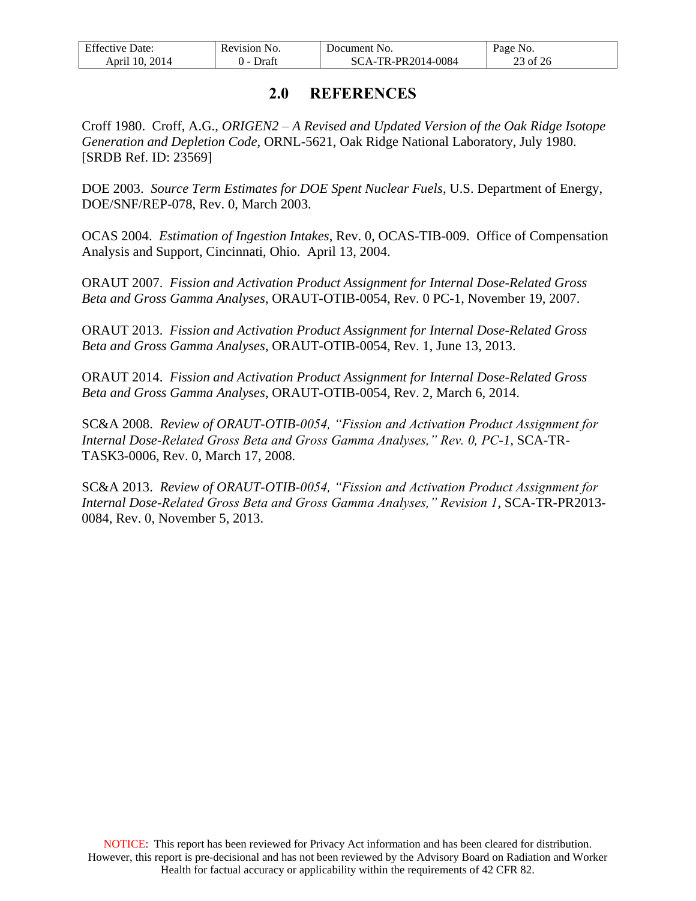# 2.0 REFERENCES

Croff 1980. Croff, A.G., *ORIGEN2 – A Revised and Updated Version of the Oak Ridge Isotope Generation and Depletion Code*, ORNL-5621, Oak Ridge National Laboratory, July 1980. [SRDB Ref. ID: 23569]

DOE 2003. *Source Term Estimates for DOE Spent Nuclear Fuels*, U.S. Department of Energy, DOE/SNF/REP-078, Rev. 0, March 2003.

OCAS 2004. *Estimation of Ingestion Intakes*, Rev. 0, OCAS-TIB-009. Office of Compensation Analysis and Support, Cincinnati, Ohio. April 13, 2004.

ORAUT 2007. *Fission and Activation Product Assignment for Internal Dose-Related Gross Beta and Gross Gamma Analyses*, ORAUT-OTIB-0054, Rev. 0 PC-1, November 19, 2007.

ORAUT 2013. *Fission and Activation Product Assignment for Internal Dose-Related Gross Beta and Gross Gamma Analyses*, ORAUT-OTIB-0054, Rev. 1, June 13, 2013.

ORAUT 2014. *Fission and Activation Product Assignment for Internal Dose-Related Gross Beta and Gross Gamma Analyses*, ORAUT-OTIB-0054, Rev. 2, March 6, 2014.

SC&A 2008. *Review of ORAUT-OTIB-0054, "Fission and Activation Product Assignment for Internal Dose-Related Gross Beta and Gross Gamma Analyses," Rev. 0, PC-1*, SCA-TR-TASK3-0006, Rev. 0, March 17, 2008.

SC&A 2013. *Review of ORAUT-OTIB-0054, "Fission and Activation Product Assignment for Internal Dose-Related Gross Beta and Gross Gamma Analyses," Revision 1*, SCA-TR-PR2013-0084, Rev. 0, November 5, 2013.

NOTICE: This report has been reviewed for Privacy Act information and has been cleared for distribution. However, this report is pre-decisional and has not been reviewed by the Advisory Board on Radiation and Worker Health for factual accuracy or applicability within the requirements of 42 CFR 82.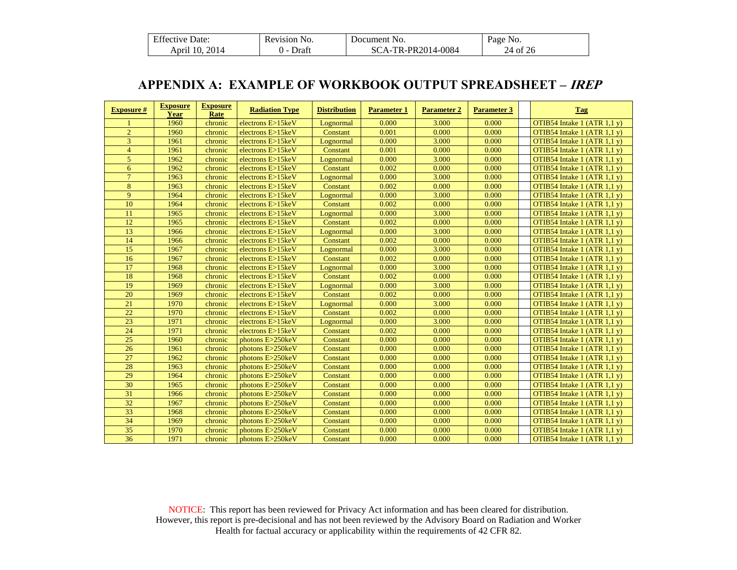## APPENDIX A: EXAMPLE OF WORKBOOK OUTPUT SPREADSHEET – *IREP*

| Exposure # | Exposure Year | Exposure Rate | Radiation Type | Distribution | Parameter 1 | Parameter 2 | Parameter 3 | | Tag |
|---|---|---|---|---|---|---|---|---|---|
| 1 | 1960 | chronic | electrons E>15keV | Lognormal | 0.000 | 3.000 | 0.000 | | OTIB54 Intake 1 (ATR 1,1 y) |
| 2 | 1960 | chronic | electrons E>15keV | Constant | 0.001 | 0.000 | 0.000 | | OTIB54 Intake 1 (ATR 1,1 y) |
| 3 | 1961 | chronic | electrons E>15keV | Lognormal | 0.000 | 3.000 | 0.000 | | OTIB54 Intake 1 (ATR 1,1 y) |
| 4 | 1961 | chronic | electrons E>15keV | Constant | 0.001 | 0.000 | 0.000 | | OTIB54 Intake 1 (ATR 1,1 y) |
| 5 | 1962 | chronic | electrons E>15keV | Lognormal | 0.000 | 3.000 | 0.000 | | OTIB54 Intake 1 (ATR 1,1 y) |
| 6 | 1962 | chronic | electrons E>15keV | Constant | 0.002 | 0.000 | 0.000 | | OTIB54 Intake 1 (ATR 1,1 y) |
| 7 | 1963 | chronic | electrons E>15keV | Lognormal | 0.000 | 3.000 | 0.000 | | OTIB54 Intake 1 (ATR 1,1 y) |
| 8 | 1963 | chronic | electrons E>15keV | Constant | 0.002 | 0.000 | 0.000 | | OTIB54 Intake 1 (ATR 1,1 y) |
| 9 | 1964 | chronic | electrons E>15keV | Lognormal | 0.000 | 3.000 | 0.000 | | OTIB54 Intake 1 (ATR 1,1 y) |
| 10 | 1964 | chronic | electrons E>15keV | Constant | 0.002 | 0.000 | 0.000 | | OTIB54 Intake 1 (ATR 1,1 y) |
| 11 | 1965 | chronic | electrons E>15keV | Lognormal | 0.000 | 3.000 | 0.000 | | OTIB54 Intake 1 (ATR 1,1 y) |
| 12 | 1965 | chronic | electrons E>15keV | Constant | 0.002 | 0.000 | 0.000 | | OTIB54 Intake 1 (ATR 1,1 y) |
| 13 | 1966 | chronic | electrons E>15keV | Lognormal | 0.000 | 3.000 | 0.000 | | OTIB54 Intake 1 (ATR 1,1 y) |
| 14 | 1966 | chronic | electrons E>15keV | Constant | 0.002 | 0.000 | 0.000 | | OTIB54 Intake 1 (ATR 1,1 y) |
| 15 | 1967 | chronic | electrons E>15keV | Lognormal | 0.000 | 3.000 | 0.000 | | OTIB54 Intake 1 (ATR 1,1 y) |
| 16 | 1967 | chronic | electrons E>15keV | Constant | 0.002 | 0.000 | 0.000 | | OTIB54 Intake 1 (ATR 1,1 y) |
| 17 | 1968 | chronic | electrons E>15keV | Lognormal | 0.000 | 3.000 | 0.000 | | OTIB54 Intake 1 (ATR 1,1 y) |
| 18 | 1968 | chronic | electrons E>15keV | Constant | 0.002 | 0.000 | 0.000 | | OTIB54 Intake 1 (ATR 1,1 y) |
| 19 | 1969 | chronic | electrons E>15keV | Lognormal | 0.000 | 3.000 | 0.000 | | OTIB54 Intake 1 (ATR 1,1 y) |
| 20 | 1969 | chronic | electrons E>15keV | Constant | 0.002 | 0.000 | 0.000 | | OTIB54 Intake 1 (ATR 1,1 y) |
| 21 | 1970 | chronic | electrons E>15keV | Lognormal | 0.000 | 3.000 | 0.000 | | OTIB54 Intake 1 (ATR 1,1 y) |
| 22 | 1970 | chronic | electrons E>15keV | Constant | 0.002 | 0.000 | 0.000 | | OTIB54 Intake 1 (ATR 1,1 y) |
| 23 | 1971 | chronic | electrons E>15keV | Lognormal | 0.000 | 3.000 | 0.000 | | OTIB54 Intake 1 (ATR 1,1 y) |
| 24 | 1971 | chronic | electrons E>15keV | Constant | 0.002 | 0.000 | 0.000 | | OTIB54 Intake 1 (ATR 1,1 y) |
| 25 | 1960 | chronic | photons E>250keV | Constant | 0.000 | 0.000 | 0.000 | | OTIB54 Intake 1 (ATR 1,1 y) |
| 26 | 1961 | chronic | photons E>250keV | Constant | 0.000 | 0.000 | 0.000 | | OTIB54 Intake 1 (ATR 1,1 y) |
| 27 | 1962 | chronic | photons E>250keV | Constant | 0.000 | 0.000 | 0.000 | | OTIB54 Intake 1 (ATR 1,1 y) |
| 28 | 1963 | chronic | photons E>250keV | Constant | 0.000 | 0.000 | 0.000 | | OTIB54 Intake 1 (ATR 1,1 y) |
| 29 | 1964 | chronic | photons E>250keV | Constant | 0.000 | 0.000 | 0.000 | | OTIB54 Intake 1 (ATR 1,1 y) |
| 30 | 1965 | chronic | photons E>250keV | Constant | 0.000 | 0.000 | 0.000 | | OTIB54 Intake 1 (ATR 1,1 y) |
| 31 | 1966 | chronic | photons E>250keV | Constant | 0.000 | 0.000 | 0.000 | | OTIB54 Intake 1 (ATR 1,1 y) |
| 32 | 1967 | chronic | photons E>250keV | Constant | 0.000 | 0.000 | 0.000 | | OTIB54 Intake 1 (ATR 1,1 y) |
| 33 | 1968 | chronic | photons E>250keV | Constant | 0.000 | 0.000 | 0.000 | | OTIB54 Intake 1 (ATR 1,1 y) |
| 34 | 1969 | chronic | photons E>250keV | Constant | 0.000 | 0.000 | 0.000 | | OTIB54 Intake 1 (ATR 1,1 y) |
| 35 | 1970 | chronic | photons E>250keV | Constant | 0.000 | 0.000 | 0.000 | | OTIB54 Intake 1 (ATR 1,1 y) |
| 36 | 1971 | chronic | photons E>250keV | Constant | 0.000 | 0.000 | 0.000 | | OTIB54 Intake 1 (ATR 1,1 y) |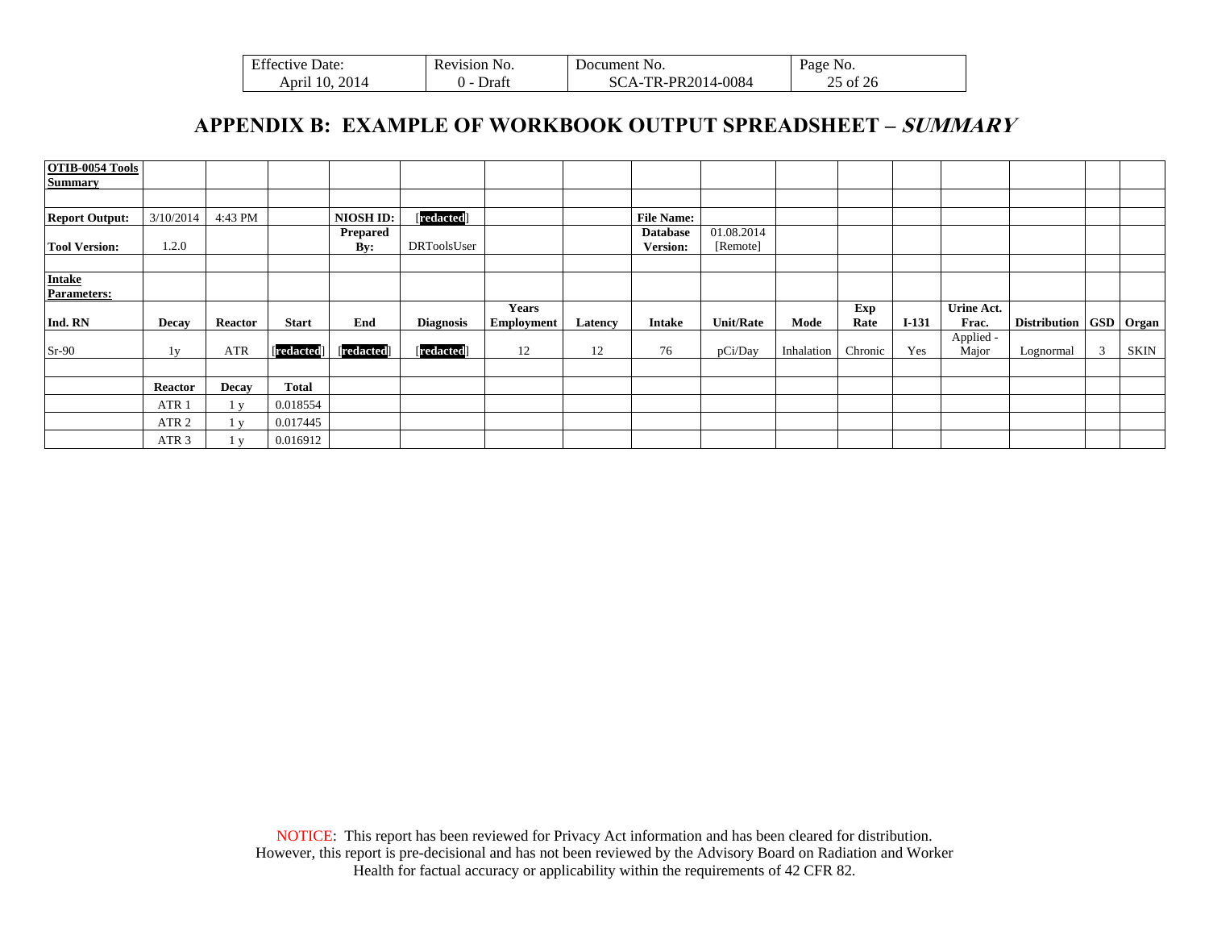# APPENDIX B: EXAMPLE OF WORKBOOK OUTPUT SPREADSHEET – *SUMMARY*

| **OTIB-0054 Tools Summary** | | | | | | | | | | | | | | | | |
|---|---|---|---|---|---|---|---|---|---|---|---|---|---|---|---|---|
| | | | | | | | | | | | | | | | | |
| **Report Output:** | 3/10/2014 | 4:43 PM | | **NIOSH ID:** | [redacted] | | | **File Name:** | | | | | | | | |
| **Tool Version:** | 1.2.0 | | | **Prepared By:** | DRToolsUser | | | **Database Version:** | 01.08.2014 [Remote] | | | | | | | |
| | | | | | | | | | | | | | | | | |
| **Intake Parameters:** | | | | | | | | | | | | | | | | |
| **Ind. RN** | **Decay** | **Reactor** | **Start** | **End** | **Diagnosis** | **Years Employment** | **Latency** | **Intake** | **Unit/Rate** | **Mode** | **Exp Rate** | **I-131** | **Urine Act. Frac.** | **Distribution** | **GSD** | **Organ** |
| Sr-90 | 1y | ATR | [redacted] | [redacted] | [redacted] | 12 | 12 | 76 | pCi/Day | Inhalation | Chronic | Yes | Applied - Major | Lognormal | 3 | SKIN |
| | | | | | | | | | | | | | | | | |
| | **Reactor** | **Decay** | **Total** | | | | | | | | | | | | | |
| | ATR 1 | 1 y | 0.018554 | | | | | | | | | | | | | |
| | ATR 2 | 1 y | 0.017445 | | | | | | | | | | | | | |
| | ATR 3 | 1 y | 0.016912 | | | | | | | | | | | | | |

NOTICE: This report has been reviewed for Privacy Act information and has been cleared for distribution. However, this report is pre-decisional and has not been reviewed by the Advisory Board on Radiation and Worker Health for factual accuracy or applicability within the requirements of 42 CFR 82.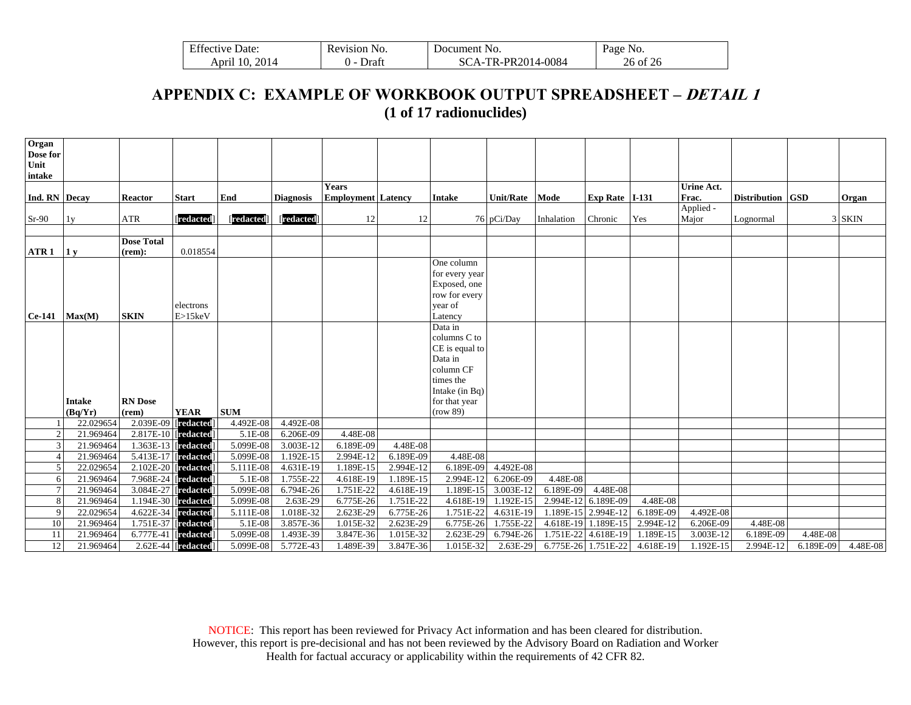# APPENDIX C: EXAMPLE OF WORKBOOK OUTPUT SPREADSHEET – *DETAIL 1*

## (1 of 17 radionuclides)

| Organ Dose for Unit intake | | | | | | | | | | | | | | | | |
|---|---|---|---|---|---|---|---|---|---|---|---|---|---|---|---|---|
| **Ind. RN** | **Decay** | **Reactor** | **Start** | **End** | **Diagnosis** | **Years Employment** | **Latency** | **Intake** | **Unit/Rate** | **Mode** | **Exp Rate** | **I-131** | **Urine Act. Frac.** | **Distribution** | **GSD** | **Organ** |
| Sr-90 | 1y | ATR | [redacted] | [redacted] | [redacted] | 12 | 12 | 76 | pCi/Day | Inhalation | Chronic | Yes | Applied - Major | Lognormal | 3 | SKIN |
| | | | | | | | | | | | | | | | | |
| **ATR 1** | **1 y** | **Dose Total (rem):** | 0.018554 | | | | | | | | | | | | | |
| **Ce-141** | **Max(M)** | **SKIN** | electrons E>15keV | | | | | One column for every year Exposed, one row for every year of Latency | | | | | | | | |
| | **Intake (Bq/Yr)** | **RN Dose (rem)** | **YEAR** | **SUM** | | | | Data in columns C to CE is equal to Data in column CF times the Intake (in Bq) for that year (row 89) | | | | | | | | |
| 1 | 22.029654 | 2.039E-09 | [redacted] | 4.492E-08 | 4.492E-08 | | | | | | | | | | | |
| 2 | 21.969464 | 2.817E-10 | [redacted] | 5.1E-08 | 6.206E-09 | 4.48E-08 | | | | | | | | | | |
| 3 | 21.969464 | 1.363E-13 | [redacted] | 5.099E-08 | 3.003E-12 | 6.189E-09 | 4.48E-08 | | | | | | | | | |
| 4 | 21.969464 | 5.413E-17 | [redacted] | 5.099E-08 | 1.192E-15 | 2.994E-12 | 6.189E-09 | 4.48E-08 | | | | | | | | |
| 5 | 22.029654 | 2.102E-20 | [redacted] | 5.111E-08 | 4.631E-19 | 1.189E-15 | 2.994E-12 | 6.189E-09 | 4.492E-08 | | | | | | | |
| 6 | 21.969464 | 7.968E-24 | [redacted] | 5.1E-08 | 1.755E-22 | 4.618E-19 | 1.189E-15 | 2.994E-12 | 6.206E-09 | 4.48E-08 | | | | | | |
| 7 | 21.969464 | 3.084E-27 | [redacted] | 5.099E-08 | 6.794E-26 | 1.751E-22 | 4.618E-19 | 1.189E-15 | 3.003E-12 | 6.189E-09 | 4.48E-08 | | | | | |
| 8 | 21.969464 | 1.194E-30 | [redacted] | 5.099E-08 | 2.63E-29 | 6.775E-26 | 1.751E-22 | 4.618E-19 | 1.192E-15 | 2.994E-12 | 6.189E-09 | 4.48E-08 | | | | |
| 9 | 22.029654 | 4.622E-34 | [redacted] | 5.111E-08 | 1.018E-32 | 2.623E-29 | 6.775E-26 | 1.751E-22 | 4.631E-19 | 1.189E-15 | 2.994E-12 | 6.189E-09 | 4.492E-08 | | | |
| 10 | 21.969464 | 1.751E-37 | [redacted] | 5.1E-08 | 3.857E-36 | 1.015E-32 | 2.623E-29 | 6.775E-26 | 1.755E-22 | 4.618E-19 | 1.189E-15 | 2.994E-12 | 6.206E-09 | 4.48E-08 | | |
| 11 | 21.969464 | 6.777E-41 | [redacted] | 5.099E-08 | 1.493E-39 | 3.847E-36 | 1.015E-32 | 2.623E-29 | 6.794E-26 | 1.751E-22 | 4.618E-19 | 1.189E-15 | 3.003E-12 | 6.189E-09 | 4.48E-08 | |
| 12 | 21.969464 | 2.62E-44 | [redacted] | 5.099E-08 | 5.772E-43 | 1.489E-39 | 3.847E-36 | 1.015E-32 | 2.63E-29 | 6.775E-26 | 1.751E-22 | 4.618E-19 | 1.192E-15 | 2.994E-12 | 6.189E-09 | 4.48E-08 |